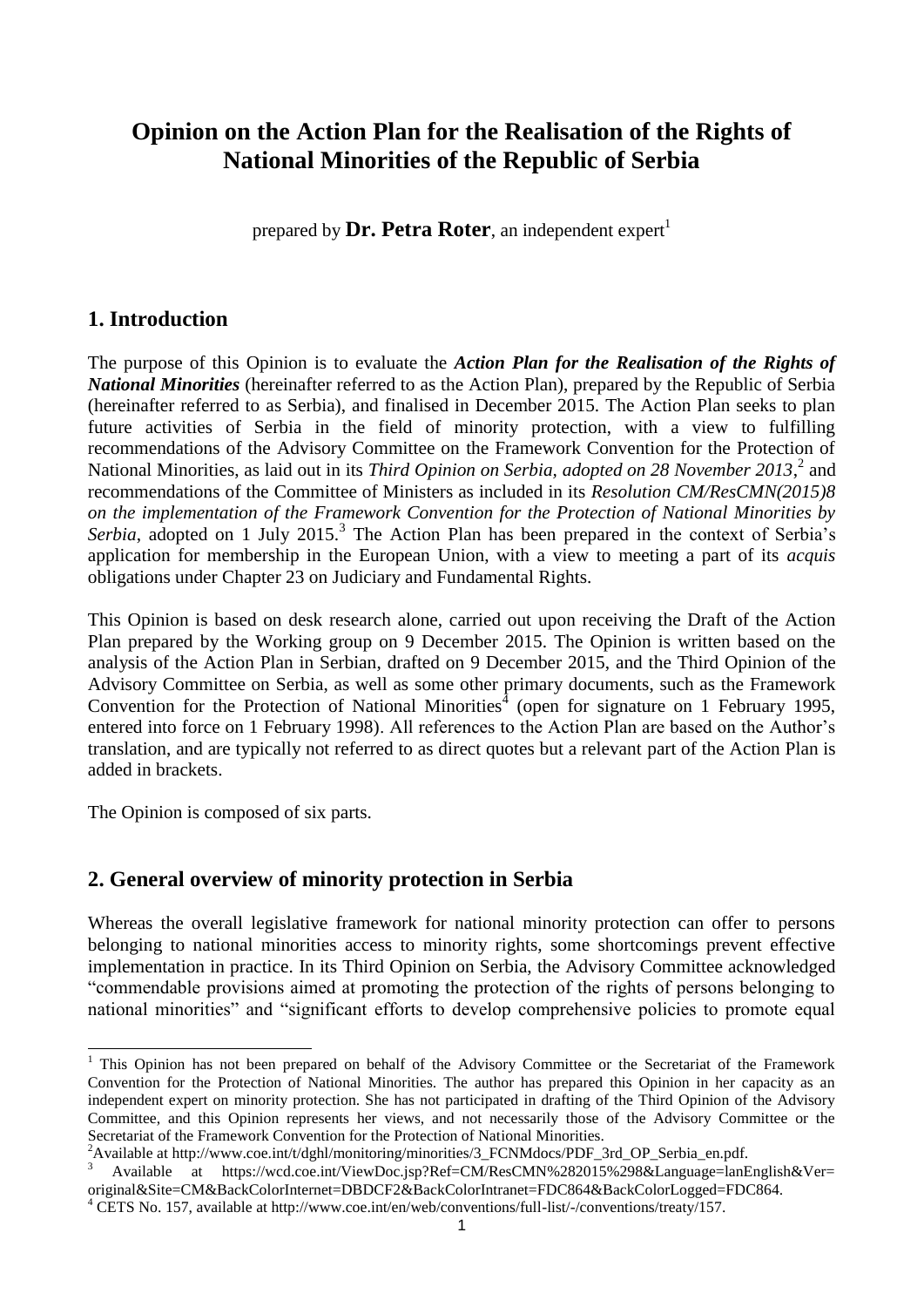# Opinion on the Action Plan for the Realisation of the Rights of National Minorities of the Republic of Serbia

prepared by **Dr. Petra Roter**, an independent expert[1]

## 1. Introduction

The purpose of this Opinion is to evaluate the ***Action Plan for the Realisation of the Rights of National Minorities*** (hereinafter referred to as the Action Plan), prepared by the Republic of Serbia (hereinafter referred to as Serbia), and finalised in December 2015. The Action Plan seeks to plan future activities of Serbia in the field of minority protection, with a view to fulfilling recommendations of the Advisory Committee on the Framework Convention for the Protection of National Minorities, as laid out in its *Third Opinion on Serbia, adopted on 28 November 2013*,[2] and recommendations of the Committee of Ministers as included in its *Resolution CM/ResCMN(2015)8 on the implementation of the Framework Convention for the Protection of National Minorities by Serbia*, adopted on 1 July 2015.[3] The Action Plan has been prepared in the context of Serbia's application for membership in the European Union, with a view to meeting a part of its *acquis* obligations under Chapter 23 on Judiciary and Fundamental Rights.

This Opinion is based on desk research alone, carried out upon receiving the Draft of the Action Plan prepared by the Working group on 9 December 2015. The Opinion is written based on the analysis of the Action Plan in Serbian, drafted on 9 December 2015, and the Third Opinion of the Advisory Committee on Serbia, as well as some other primary documents, such as the Framework Convention for the Protection of National Minorities[4] (open for signature on 1 February 1995, entered into force on 1 February 1998). All references to the Action Plan are based on the Author's translation, and are typically not referred to as direct quotes but a relevant part of the Action Plan is added in brackets.

The Opinion is composed of six parts.

## 2. General overview of minority protection in Serbia

Whereas the overall legislative framework for national minority protection can offer to persons belonging to national minorities access to minority rights, some shortcomings prevent effective implementation in practice. In its Third Opinion on Serbia, the Advisory Committee acknowledged "commendable provisions aimed at promoting the protection of the rights of persons belonging to national minorities" and "significant efforts to develop comprehensive policies to promote equal

---

[1] This Opinion has not been prepared on behalf of the Advisory Committee or the Secretariat of the Framework Convention for the Protection of National Minorities. The author has prepared this Opinion in her capacity as an independent expert on minority protection. She has not participated in drafting of the Third Opinion of the Advisory Committee, and this Opinion represents her views, and not necessarily those of the Advisory Committee or the Secretariat of the Framework Convention for the Protection of National Minorities.

[2] Available at http://www.coe.int/t/dghl/monitoring/minorities/3_FCNMdocs/PDF_3rd_OP_Serbia_en.pdf.

[3] Available at https://wcd.coe.int/ViewDoc.jsp?Ref=CM/ResCMN%282015%298&Language=lanEnglish&Ver=original&Site=CM&BackColorInternet=DBDCF2&BackColorIntranet=FDC864&BackColorLogged=FDC864.

[4] CETS No. 157, available at http://www.coe.int/en/web/conventions/full-list/-/conventions/treaty/157.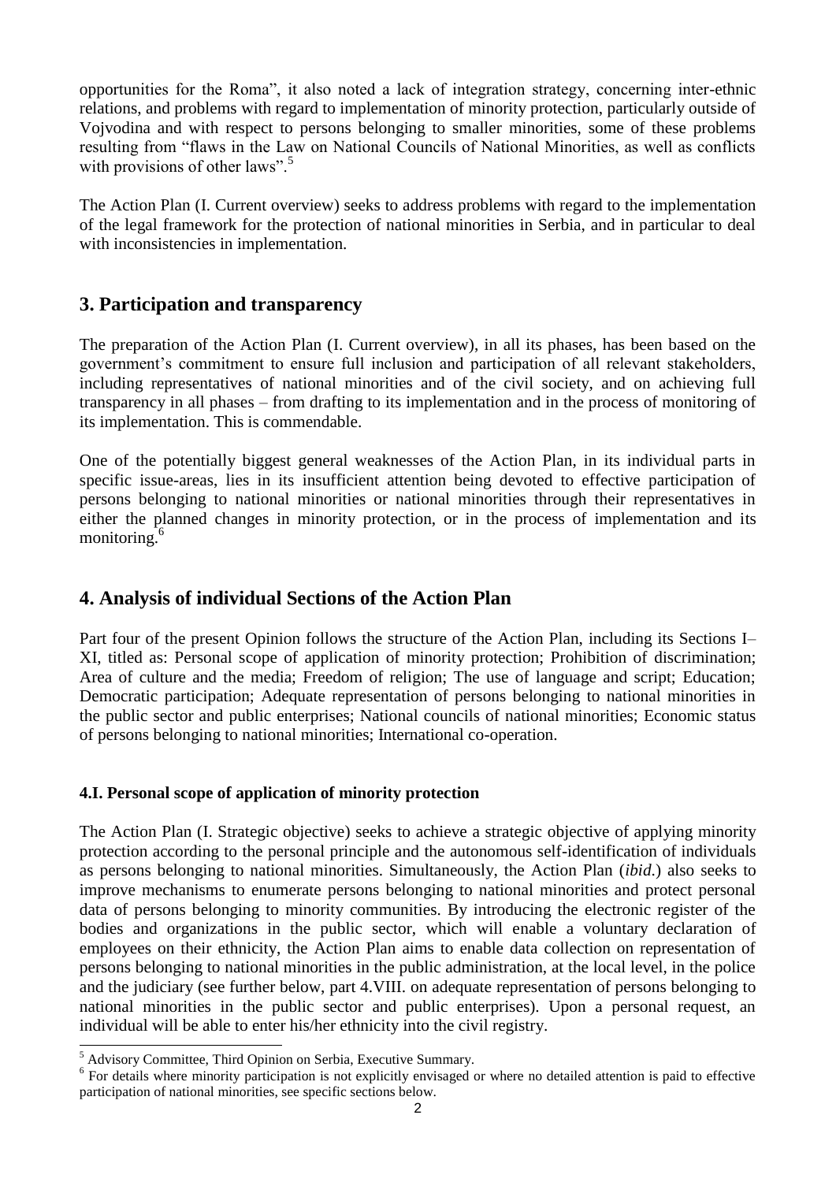opportunities for the Roma", it also noted a lack of integration strategy, concerning inter-ethnic relations, and problems with regard to implementation of minority protection, particularly outside of Vojvodina and with respect to persons belonging to smaller minorities, some of these problems resulting from "flaws in the Law on National Councils of National Minorities, as well as conflicts with provisions of other laws".[5]

The Action Plan (I. Current overview) seeks to address problems with regard to the implementation of the legal framework for the protection of national minorities in Serbia, and in particular to deal with inconsistencies in implementation.

## 3. Participation and transparency

The preparation of the Action Plan (I. Current overview), in all its phases, has been based on the government's commitment to ensure full inclusion and participation of all relevant stakeholders, including representatives of national minorities and of the civil society, and on achieving full transparency in all phases – from drafting to its implementation and in the process of monitoring of its implementation. This is commendable.

One of the potentially biggest general weaknesses of the Action Plan, in its individual parts in specific issue-areas, lies in its insufficient attention being devoted to effective participation of persons belonging to national minorities or national minorities through their representatives in either the planned changes in minority protection, or in the process of implementation and its monitoring.[6]

## 4. Analysis of individual Sections of the Action Plan

Part four of the present Opinion follows the structure of the Action Plan, including its Sections I–XI, titled as: Personal scope of application of minority protection; Prohibition of discrimination; Area of culture and the media; Freedom of religion; The use of language and script; Education; Democratic participation; Adequate representation of persons belonging to national minorities in the public sector and public enterprises; National councils of national minorities; Economic status of persons belonging to national minorities; International co-operation.

### 4.I. Personal scope of application of minority protection

The Action Plan (I. Strategic objective) seeks to achieve a strategic objective of applying minority protection according to the personal principle and the autonomous self-identification of individuals as persons belonging to national minorities. Simultaneously, the Action Plan (*ibid.*) also seeks to improve mechanisms to enumerate persons belonging to national minorities and protect personal data of persons belonging to minority communities. By introducing the electronic register of the bodies and organizations in the public sector, which will enable a voluntary declaration of employees on their ethnicity, the Action Plan aims to enable data collection on representation of persons belonging to national minorities in the public administration, at the local level, in the police and the judiciary (see further below, part 4.VIII. on adequate representation of persons belonging to national minorities in the public sector and public enterprises). Upon a personal request, an individual will be able to enter his/her ethnicity into the civil registry.

---

[5] Advisory Committee, Third Opinion on Serbia, Executive Summary.

[6] For details where minority participation is not explicitly envisaged or where no detailed attention is paid to effective participation of national minorities, see specific sections below.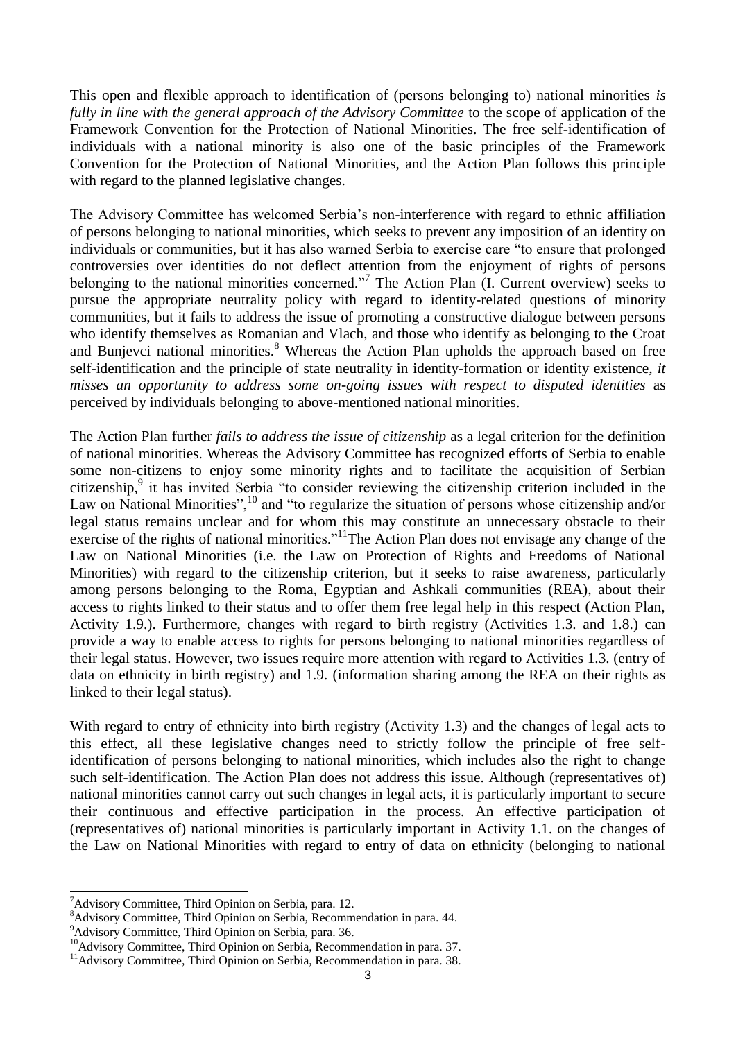This open and flexible approach to identification of (persons belonging to) national minorities *is fully in line with the general approach of the Advisory Committee* to the scope of application of the Framework Convention for the Protection of National Minorities. The free self-identification of individuals with a national minority is also one of the basic principles of the Framework Convention for the Protection of National Minorities, and the Action Plan follows this principle with regard to the planned legislative changes.

The Advisory Committee has welcomed Serbia's non-interference with regard to ethnic affiliation of persons belonging to national minorities, which seeks to prevent any imposition of an identity on individuals or communities, but it has also warned Serbia to exercise care "to ensure that prolonged controversies over identities do not deflect attention from the enjoyment of rights of persons belonging to the national minorities concerned."[7] The Action Plan (I. Current overview) seeks to pursue the appropriate neutrality policy with regard to identity-related questions of minority communities, but it fails to address the issue of promoting a constructive dialogue between persons who identify themselves as Romanian and Vlach, and those who identify as belonging to the Croat and Bunjevci national minorities.[8] Whereas the Action Plan upholds the approach based on free self-identification and the principle of state neutrality in identity-formation or identity existence, *it misses an opportunity to address some on-going issues with respect to disputed identities* as perceived by individuals belonging to above-mentioned national minorities.

The Action Plan further *fails to address the issue of citizenship* as a legal criterion for the definition of national minorities. Whereas the Advisory Committee has recognized efforts of Serbia to enable some non-citizens to enjoy some minority rights and to facilitate the acquisition of Serbian citizenship,[9] it has invited Serbia "to consider reviewing the citizenship criterion included in the Law on National Minorities",[10] and "to regularize the situation of persons whose citizenship and/or legal status remains unclear and for whom this may constitute an unnecessary obstacle to their exercise of the rights of national minorities."[11] The Action Plan does not envisage any change of the Law on National Minorities (i.e. the Law on Protection of Rights and Freedoms of National Minorities) with regard to the citizenship criterion, but it seeks to raise awareness, particularly among persons belonging to the Roma, Egyptian and Ashkali communities (REA), about their access to rights linked to their status and to offer them free legal help in this respect (Action Plan, Activity 1.9.). Furthermore, changes with regard to birth registry (Activities 1.3. and 1.8.) can provide a way to enable access to rights for persons belonging to national minorities regardless of their legal status. However, two issues require more attention with regard to Activities 1.3. (entry of data on ethnicity in birth registry) and 1.9. (information sharing among the REA on their rights as linked to their legal status).

With regard to entry of ethnicity into birth registry (Activity 1.3) and the changes of legal acts to this effect, all these legislative changes need to strictly follow the principle of free self-identification of persons belonging to national minorities, which includes also the right to change such self-identification. The Action Plan does not address this issue. Although (representatives of) national minorities cannot carry out such changes in legal acts, it is particularly important to secure their continuous and effective participation in the process. An effective participation of (representatives of) national minorities is particularly important in Activity 1.1. on the changes of the Law on National Minorities with regard to entry of data on ethnicity (belonging to national

[7] Advisory Committee, Third Opinion on Serbia, para. 12.

[8] Advisory Committee, Third Opinion on Serbia, Recommendation in para. 44.

[9] Advisory Committee, Third Opinion on Serbia, para. 36.

[10] Advisory Committee, Third Opinion on Serbia, Recommendation in para. 37.

[11] Advisory Committee, Third Opinion on Serbia, Recommendation in para. 38.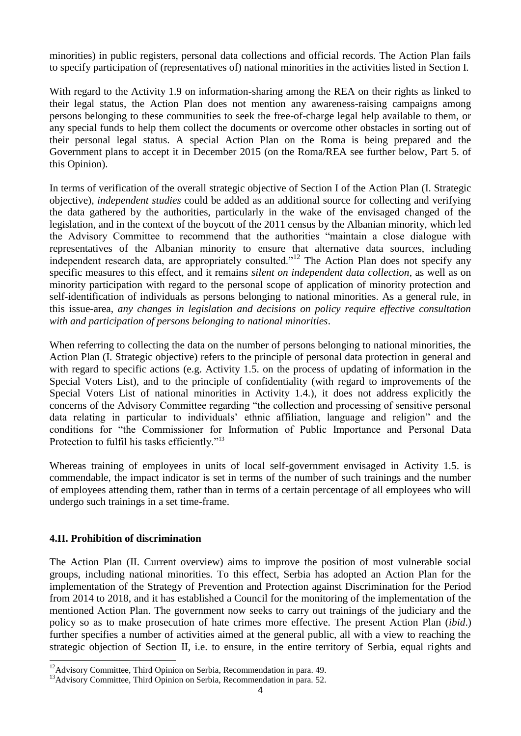minorities) in public registers, personal data collections and official records. The Action Plan fails to specify participation of (representatives of) national minorities in the activities listed in Section I.

With regard to the Activity 1.9 on information-sharing among the REA on their rights as linked to their legal status, the Action Plan does not mention any awareness-raising campaigns among persons belonging to these communities to seek the free-of-charge legal help available to them, or any special funds to help them collect the documents or overcome other obstacles in sorting out of their personal legal status. A special Action Plan on the Roma is being prepared and the Government plans to accept it in December 2015 (on the Roma/REA see further below, Part 5. of this Opinion).

In terms of verification of the overall strategic objective of Section I of the Action Plan (I. Strategic objective), *independent studies* could be added as an additional source for collecting and verifying the data gathered by the authorities, particularly in the wake of the envisaged changed of the legislation, and in the context of the boycott of the 2011 census by the Albanian minority, which led the Advisory Committee to recommend that the authorities "maintain a close dialogue with representatives of the Albanian minority to ensure that alternative data sources, including independent research data, are appropriately consulted."[12] The Action Plan does not specify any specific measures to this effect, and it remains *silent on independent data collection*, as well as on minority participation with regard to the personal scope of application of minority protection and self-identification of individuals as persons belonging to national minorities. As a general rule, in this issue-area, *any changes in legislation and decisions on policy require effective consultation with and participation of persons belonging to national minorities*.

When referring to collecting the data on the number of persons belonging to national minorities, the Action Plan (I. Strategic objective) refers to the principle of personal data protection in general and with regard to specific actions (e.g. Activity 1.5. on the process of updating of information in the Special Voters List), and to the principle of confidentiality (with regard to improvements of the Special Voters List of national minorities in Activity 1.4.), it does not address explicitly the concerns of the Advisory Committee regarding "the collection and processing of sensitive personal data relating in particular to individuals' ethnic affiliation, language and religion" and the conditions for "the Commissioner for Information of Public Importance and Personal Data Protection to fulfil his tasks efficiently."[13]

Whereas training of employees in units of local self-government envisaged in Activity 1.5. is commendable, the impact indicator is set in terms of the number of such trainings and the number of employees attending them, rather than in terms of a certain percentage of all employees who will undergo such trainings in a set time-frame.

### 4.II. Prohibition of discrimination

The Action Plan (II. Current overview) aims to improve the position of most vulnerable social groups, including national minorities. To this effect, Serbia has adopted an Action Plan for the implementation of the Strategy of Prevention and Protection against Discrimination for the Period from 2014 to 2018, and it has established a Council for the monitoring of the implementation of the mentioned Action Plan. The government now seeks to carry out trainings of the judiciary and the policy so as to make prosecution of hate crimes more effective. The present Action Plan (*ibid*.) further specifies a number of activities aimed at the general public, all with a view to reaching the strategic objection of Section II, i.e. to ensure, in the entire territory of Serbia, equal rights and

---

[12] Advisory Committee, Third Opinion on Serbia, Recommendation in para. 49.

[13] Advisory Committee, Third Opinion on Serbia, Recommendation in para. 52.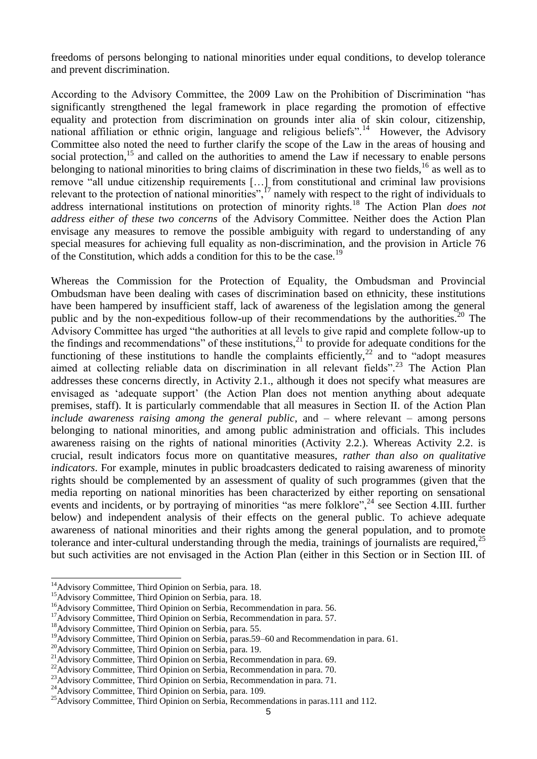freedoms of persons belonging to national minorities under equal conditions, to develop tolerance and prevent discrimination.

According to the Advisory Committee, the 2009 Law on the Prohibition of Discrimination "has significantly strengthened the legal framework in place regarding the promotion of effective equality and protection from discrimination on grounds inter alia of skin colour, citizenship, national affiliation or ethnic origin, language and religious beliefs".[14] However, the Advisory Committee also noted the need to further clarify the scope of the Law in the areas of housing and social protection,[15] and called on the authorities to amend the Law if necessary to enable persons belonging to national minorities to bring claims of discrimination in these two fields,[16] as well as to remove "all undue citizenship requirements […] from constitutional and criminal law provisions relevant to the protection of national minorities",[17] namely with respect to the right of individuals to address international institutions on protection of minority rights.[18] The Action Plan *does not address either of these two concerns* of the Advisory Committee. Neither does the Action Plan envisage any measures to remove the possible ambiguity with regard to understanding of any special measures for achieving full equality as non-discrimination, and the provision in Article 76 of the Constitution, which adds a condition for this to be the case.[19]

Whereas the Commission for the Protection of Equality, the Ombudsman and Provincial Ombudsman have been dealing with cases of discrimination based on ethnicity, these institutions have been hampered by insufficient staff, lack of awareness of the legislation among the general public and by the non-expeditious follow-up of their recommendations by the authorities.[20] The Advisory Committee has urged "the authorities at all levels to give rapid and complete follow-up to the findings and recommendations" of these institutions,[21] to provide for adequate conditions for the functioning of these institutions to handle the complaints efficiently,[22] and to "adopt measures aimed at collecting reliable data on discrimination in all relevant fields".[23] The Action Plan addresses these concerns directly, in Activity 2.1., although it does not specify what measures are envisaged as 'adequate support' (the Action Plan does not mention anything about adequate premises, staff). It is particularly commendable that all measures in Section II. of the Action Plan *include awareness raising among the general public*, and – where relevant – among persons belonging to national minorities, and among public administration and officials. This includes awareness raising on the rights of national minorities (Activity 2.2.). Whereas Activity 2.2. is crucial, result indicators focus more on quantitative measures, *rather than also on qualitative indicators*. For example, minutes in public broadcasters dedicated to raising awareness of minority rights should be complemented by an assessment of quality of such programmes (given that the media reporting on national minorities has been characterized by either reporting on sensational events and incidents, or by portraying of minorities "as mere folklore",[24] see Section 4.III. further below) and independent analysis of their effects on the general public. To achieve adequate awareness of national minorities and their rights among the general population, and to promote tolerance and inter-cultural understanding through the media, trainings of journalists are required,[25] but such activities are not envisaged in the Action Plan (either in this Section or in Section III. of

---

[14] Advisory Committee, Third Opinion on Serbia, para. 18.

[15] Advisory Committee, Third Opinion on Serbia, para. 18.

[16] Advisory Committee, Third Opinion on Serbia, Recommendation in para. 56.

[17] Advisory Committee, Third Opinion on Serbia, Recommendation in para. 57.

[18] Advisory Committee, Third Opinion on Serbia, para. 55.

[19] Advisory Committee, Third Opinion on Serbia, paras.59–60 and Recommendation in para. 61.

[20] Advisory Committee, Third Opinion on Serbia, para. 19.

[21] Advisory Committee, Third Opinion on Serbia, Recommendation in para. 69.

[22] Advisory Committee, Third Opinion on Serbia, Recommendation in para. 70.

[23] Advisory Committee, Third Opinion on Serbia, Recommendation in para. 71.

[24] Advisory Committee, Third Opinion on Serbia, para. 109.

[25] Advisory Committee, Third Opinion on Serbia, Recommendations in paras.111 and 112.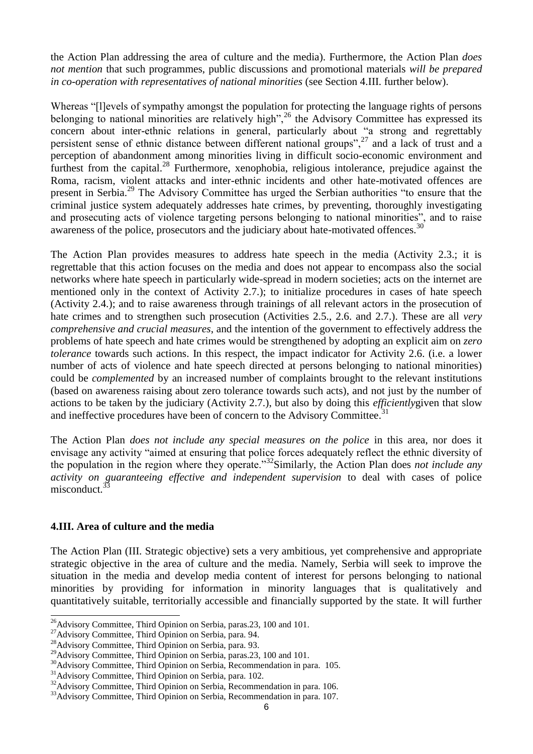the Action Plan addressing the area of culture and the media). Furthermore, the Action Plan *does not mention* that such programmes, public discussions and promotional materials *will be prepared in co-operation with representatives of national minorities* (see Section 4.III. further below).

Whereas "[l]evels of sympathy amongst the population for protecting the language rights of persons belonging to national minorities are relatively high",[26] the Advisory Committee has expressed its concern about inter-ethnic relations in general, particularly about "a strong and regrettably persistent sense of ethnic distance between different national groups",[27] and a lack of trust and a perception of abandonment among minorities living in difficult socio-economic environment and furthest from the capital.[28] Furthermore, xenophobia, religious intolerance, prejudice against the Roma, racism, violent attacks and inter-ethnic incidents and other hate-motivated offences are present in Serbia.[29] The Advisory Committee has urged the Serbian authorities "to ensure that the criminal justice system adequately addresses hate crimes, by preventing, thoroughly investigating and prosecuting acts of violence targeting persons belonging to national minorities", and to raise awareness of the police, prosecutors and the judiciary about hate-motivated offences.[30]

The Action Plan provides measures to address hate speech in the media (Activity 2.3.; it is regrettable that this action focuses on the media and does not appear to encompass also the social networks where hate speech in particularly wide-spread in modern societies; acts on the internet are mentioned only in the context of Activity 2.7.); to initialize procedures in cases of hate speech (Activity 2.4.); and to raise awareness through trainings of all relevant actors in the prosecution of hate crimes and to strengthen such prosecution (Activities 2.5., 2.6. and 2.7.). These are all *very comprehensive and crucial measures*, and the intention of the government to effectively address the problems of hate speech and hate crimes would be strengthened by adopting an explicit aim on *zero tolerance* towards such actions. In this respect, the impact indicator for Activity 2.6. (i.e. a lower number of acts of violence and hate speech directed at persons belonging to national minorities) could be *complemented* by an increased number of complaints brought to the relevant institutions (based on awareness raising about zero tolerance towards such acts), and not just by the number of actions to be taken by the judiciary (Activity 2.7.), but also by doing this *efficiently*given that slow and ineffective procedures have been of concern to the Advisory Committee.[31]

The Action Plan *does not include any special measures on the police* in this area, nor does it envisage any activity "aimed at ensuring that police forces adequately reflect the ethnic diversity of the population in the region where they operate."[32]Similarly, the Action Plan does *not include any activity on guaranteeing effective and independent supervision* to deal with cases of police misconduct.[33]

## 4.III. Area of culture and the media

The Action Plan (III. Strategic objective) sets a very ambitious, yet comprehensive and appropriate strategic objective in the area of culture and the media. Namely, Serbia will seek to improve the situation in the media and develop media content of interest for persons belonging to national minorities by providing for information in minority languages that is qualitatively and quantitatively suitable, territorially accessible and financially supported by the state. It will further

---

[26]Advisory Committee, Third Opinion on Serbia, paras.23, 100 and 101.

[27]Advisory Committee, Third Opinion on Serbia, para. 94.

[28]Advisory Committee, Third Opinion on Serbia, para. 93.

[29]Advisory Committee, Third Opinion on Serbia, paras.23, 100 and 101.

[30]Advisory Committee, Third Opinion on Serbia, Recommendation in para. 105.

[31]Advisory Committee, Third Opinion on Serbia, para. 102.

[32]Advisory Committee, Third Opinion on Serbia, Recommendation in para. 106.

[33]Advisory Committee, Third Opinion on Serbia, Recommendation in para. 107.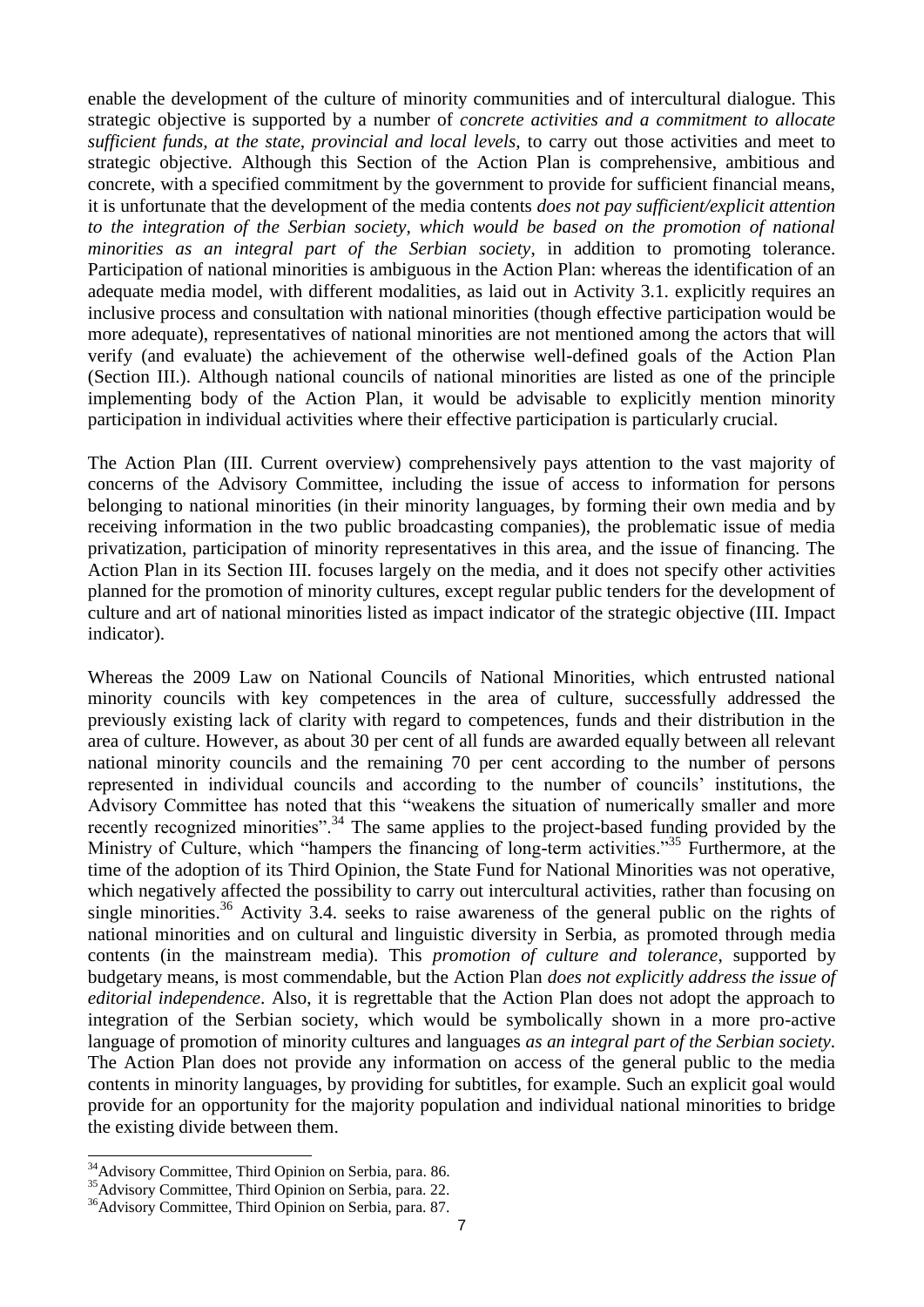enable the development of the culture of minority communities and of intercultural dialogue. This strategic objective is supported by a number of *concrete activities and a commitment to allocate sufficient funds, at the state, provincial and local levels,* to carry out those activities and meet to strategic objective. Although this Section of the Action Plan is comprehensive, ambitious and concrete, with a specified commitment by the government to provide for sufficient financial means, it is unfortunate that the development of the media contents *does not pay sufficient/explicit attention to the integration of the Serbian society, which would be based on the promotion of national minorities as an integral part of the Serbian society*, in addition to promoting tolerance. Participation of national minorities is ambiguous in the Action Plan: whereas the identification of an adequate media model, with different modalities, as laid out in Activity 3.1. explicitly requires an inclusive process and consultation with national minorities (though effective participation would be more adequate), representatives of national minorities are not mentioned among the actors that will verify (and evaluate) the achievement of the otherwise well-defined goals of the Action Plan (Section III.). Although national councils of national minorities are listed as one of the principle implementing body of the Action Plan, it would be advisable to explicitly mention minority participation in individual activities where their effective participation is particularly crucial.

The Action Plan (III. Current overview) comprehensively pays attention to the vast majority of concerns of the Advisory Committee, including the issue of access to information for persons belonging to national minorities (in their minority languages, by forming their own media and by receiving information in the two public broadcasting companies), the problematic issue of media privatization, participation of minority representatives in this area, and the issue of financing. The Action Plan in its Section III. focuses largely on the media, and it does not specify other activities planned for the promotion of minority cultures, except regular public tenders for the development of culture and art of national minorities listed as impact indicator of the strategic objective (III. Impact indicator).

Whereas the 2009 Law on National Councils of National Minorities, which entrusted national minority councils with key competences in the area of culture, successfully addressed the previously existing lack of clarity with regard to competences, funds and their distribution in the area of culture. However, as about 30 per cent of all funds are awarded equally between all relevant national minority councils and the remaining 70 per cent according to the number of persons represented in individual councils and according to the number of councils' institutions, the Advisory Committee has noted that this "weakens the situation of numerically smaller and more recently recognized minorities".[34] The same applies to the project-based funding provided by the Ministry of Culture, which "hampers the financing of long-term activities."[35] Furthermore, at the time of the adoption of its Third Opinion, the State Fund for National Minorities was not operative, which negatively affected the possibility to carry out intercultural activities, rather than focusing on single minorities.[36] Activity 3.4. seeks to raise awareness of the general public on the rights of national minorities and on cultural and linguistic diversity in Serbia, as promoted through media contents (in the mainstream media). This *promotion of culture and tolerance*, supported by budgetary means, is most commendable, but the Action Plan *does not explicitly address the issue of editorial independence*. Also, it is regrettable that the Action Plan does not adopt the approach to integration of the Serbian society, which would be symbolically shown in a more pro-active language of promotion of minority cultures and languages *as an integral part of the Serbian society*. The Action Plan does not provide any information on access of the general public to the media contents in minority languages, by providing for subtitles, for example. Such an explicit goal would provide for an opportunity for the majority population and individual national minorities to bridge the existing divide between them.

[34] Advisory Committee, Third Opinion on Serbia, para. 86.
[35] Advisory Committee, Third Opinion on Serbia, para. 22.
[36] Advisory Committee, Third Opinion on Serbia, para. 87.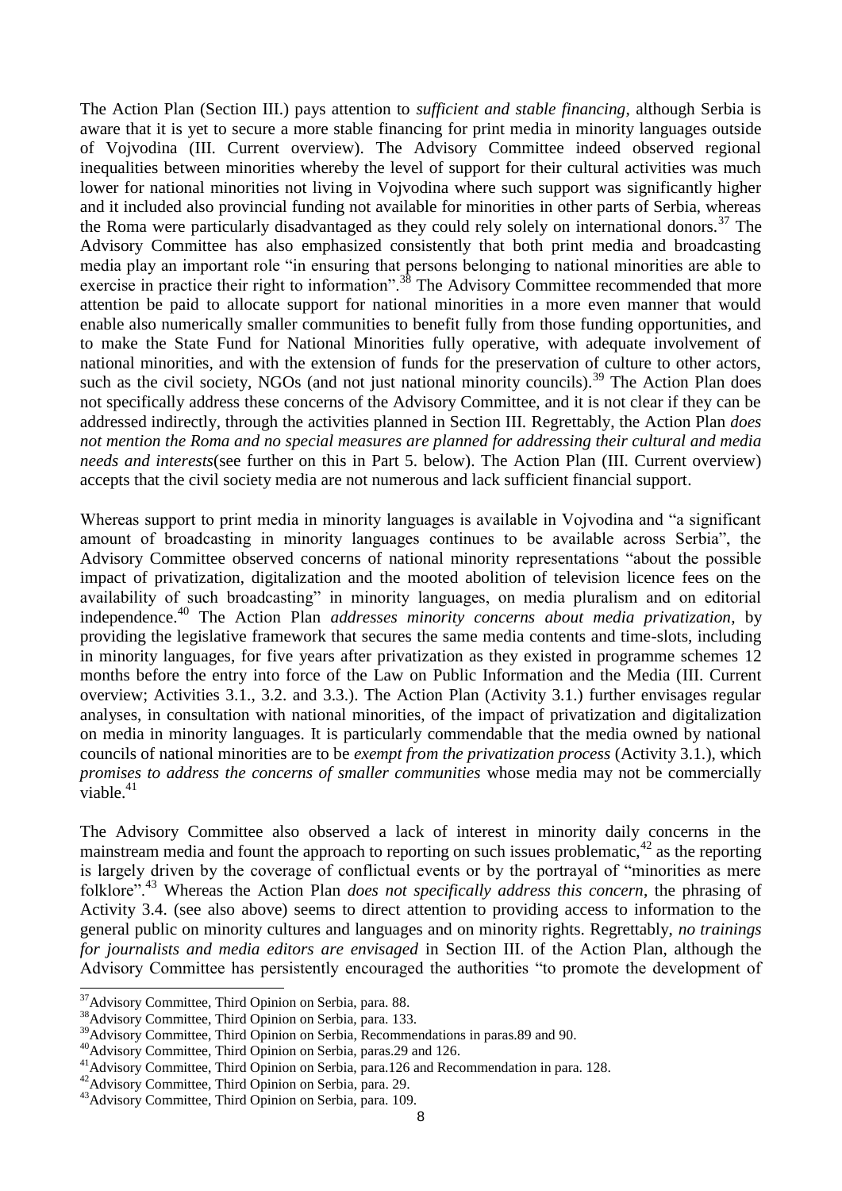The Action Plan (Section III.) pays attention to *sufficient and stable financing*, although Serbia is aware that it is yet to secure a more stable financing for print media in minority languages outside of Vojvodina (III. Current overview). The Advisory Committee indeed observed regional inequalities between minorities whereby the level of support for their cultural activities was much lower for national minorities not living in Vojvodina where such support was significantly higher and it included also provincial funding not available for minorities in other parts of Serbia, whereas the Roma were particularly disadvantaged as they could rely solely on international donors.[37] The Advisory Committee has also emphasized consistently that both print media and broadcasting media play an important role "in ensuring that persons belonging to national minorities are able to exercise in practice their right to information".[38] The Advisory Committee recommended that more attention be paid to allocate support for national minorities in a more even manner that would enable also numerically smaller communities to benefit fully from those funding opportunities, and to make the State Fund for National Minorities fully operative, with adequate involvement of national minorities, and with the extension of funds for the preservation of culture to other actors, such as the civil society, NGOs (and not just national minority councils).[39] The Action Plan does not specifically address these concerns of the Advisory Committee, and it is not clear if they can be addressed indirectly, through the activities planned in Section III. Regrettably, the Action Plan *does not mention the Roma and no special measures are planned for addressing their cultural and media needs and interests*(see further on this in Part 5. below). The Action Plan (III. Current overview) accepts that the civil society media are not numerous and lack sufficient financial support.

Whereas support to print media in minority languages is available in Vojvodina and "a significant amount of broadcasting in minority languages continues to be available across Serbia", the Advisory Committee observed concerns of national minority representations "about the possible impact of privatization, digitalization and the mooted abolition of television licence fees on the availability of such broadcasting" in minority languages, on media pluralism and on editorial independence.[40] The Action Plan *addresses minority concerns about media privatization*, by providing the legislative framework that secures the same media contents and time-slots, including in minority languages, for five years after privatization as they existed in programme schemes 12 months before the entry into force of the Law on Public Information and the Media (III. Current overview; Activities 3.1., 3.2. and 3.3.). The Action Plan (Activity 3.1.) further envisages regular analyses, in consultation with national minorities, of the impact of privatization and digitalization on media in minority languages. It is particularly commendable that the media owned by national councils of national minorities are to be *exempt from the privatization process* (Activity 3.1.), which *promises to address the concerns of smaller communities* whose media may not be commercially viable.[41]

The Advisory Committee also observed a lack of interest in minority daily concerns in the mainstream media and fount the approach to reporting on such issues problematic,[42] as the reporting is largely driven by the coverage of conflictual events or by the portrayal of "minorities as mere folklore".[43] Whereas the Action Plan *does not specifically address this concern*, the phrasing of Activity 3.4. (see also above) seems to direct attention to providing access to information to the general public on minority cultures and languages and on minority rights. Regrettably, *no trainings for journalists and media editors are envisaged* in Section III. of the Action Plan, although the Advisory Committee has persistently encouraged the authorities "to promote the development of

---

[37] Advisory Committee, Third Opinion on Serbia, para. 88.

[38] Advisory Committee, Third Opinion on Serbia, para. 133.

[39] Advisory Committee, Third Opinion on Serbia, Recommendations in paras.89 and 90.

[40] Advisory Committee, Third Opinion on Serbia, paras.29 and 126.

[41] Advisory Committee, Third Opinion on Serbia, para.126 and Recommendation in para. 128.

[42] Advisory Committee, Third Opinion on Serbia, para. 29.

[43] Advisory Committee, Third Opinion on Serbia, para. 109.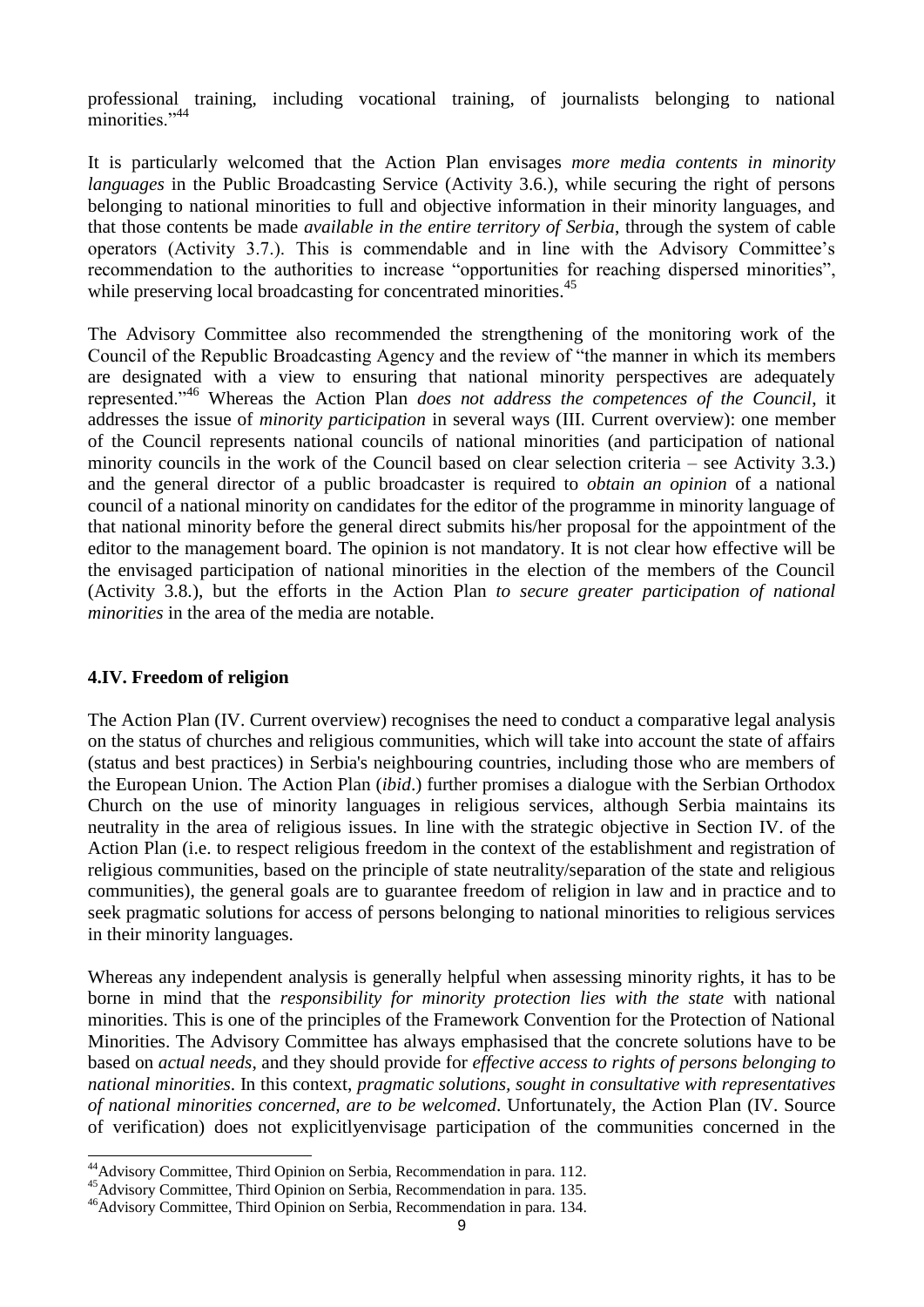professional training, including vocational training, of journalists belonging to national minorities."[44]

It is particularly welcomed that the Action Plan envisages *more media contents in minority languages* in the Public Broadcasting Service (Activity 3.6.), while securing the right of persons belonging to national minorities to full and objective information in their minority languages, and that those contents be made *available in the entire territory of Serbia*, through the system of cable operators (Activity 3.7.). This is commendable and in line with the Advisory Committee's recommendation to the authorities to increase "opportunities for reaching dispersed minorities", while preserving local broadcasting for concentrated minorities.[45]

The Advisory Committee also recommended the strengthening of the monitoring work of the Council of the Republic Broadcasting Agency and the review of "the manner in which its members are designated with a view to ensuring that national minority perspectives are adequately represented."[46] Whereas the Action Plan *does not address the competences of the Council*, it addresses the issue of *minority participation* in several ways (III. Current overview): one member of the Council represents national councils of national minorities (and participation of national minority councils in the work of the Council based on clear selection criteria – see Activity 3.3.) and the general director of a public broadcaster is required to *obtain an opinion* of a national council of a national minority on candidates for the editor of the programme in minority language of that national minority before the general direct submits his/her proposal for the appointment of the editor to the management board. The opinion is not mandatory. It is not clear how effective will be the envisaged participation of national minorities in the election of the members of the Council (Activity 3.8.), but the efforts in the Action Plan *to secure greater participation of national minorities* in the area of the media are notable.

## 4.IV. Freedom of religion

The Action Plan (IV. Current overview) recognises the need to conduct a comparative legal analysis on the status of churches and religious communities, which will take into account the state of affairs (status and best practices) in Serbia's neighbouring countries, including those who are members of the European Union. The Action Plan (*ibid*.) further promises a dialogue with the Serbian Orthodox Church on the use of minority languages in religious services, although Serbia maintains its neutrality in the area of religious issues. In line with the strategic objective in Section IV. of the Action Plan (i.e. to respect religious freedom in the context of the establishment and registration of religious communities, based on the principle of state neutrality/separation of the state and religious communities), the general goals are to guarantee freedom of religion in law and in practice and to seek pragmatic solutions for access of persons belonging to national minorities to religious services in their minority languages.

Whereas any independent analysis is generally helpful when assessing minority rights, it has to be borne in mind that the *responsibility for minority protection lies with the state* with national minorities. This is one of the principles of the Framework Convention for the Protection of National Minorities. The Advisory Committee has always emphasised that the concrete solutions have to be based on *actual needs*, and they should provide for *effective access to rights of persons belonging to national minorities*. In this context, *pragmatic solutions, sought in consultative with representatives of national minorities concerned, are to be welcomed*. Unfortunately, the Action Plan (IV. Source of verification) does not explicitlyenvisage participation of the communities concerned in the

---

[44] Advisory Committee, Third Opinion on Serbia, Recommendation in para. 112.

[45] Advisory Committee, Third Opinion on Serbia, Recommendation in para. 135.

[46] Advisory Committee, Third Opinion on Serbia, Recommendation in para. 134.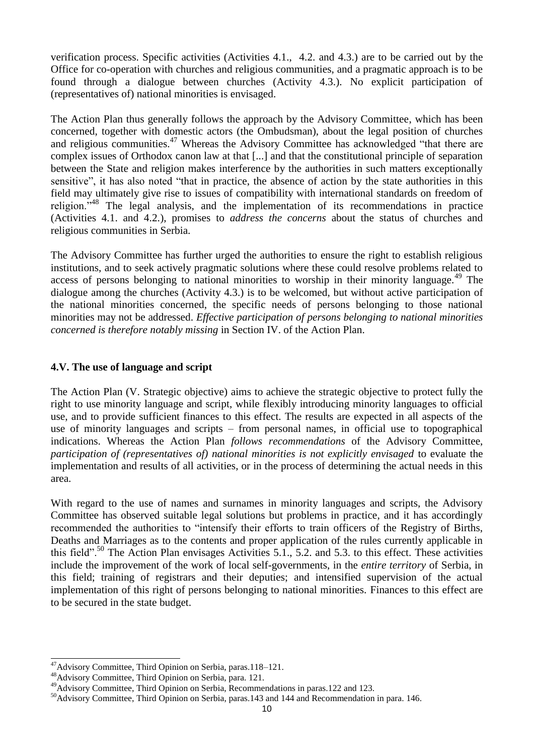verification process. Specific activities (Activities 4.1., 4.2. and 4.3.) are to be carried out by the Office for co-operation with churches and religious communities, and a pragmatic approach is to be found through a dialogue between churches (Activity 4.3.). No explicit participation of (representatives of) national minorities is envisaged.

The Action Plan thus generally follows the approach by the Advisory Committee, which has been concerned, together with domestic actors (the Ombudsman), about the legal position of churches and religious communities.[47] Whereas the Advisory Committee has acknowledged "that there are complex issues of Orthodox canon law at that [...] and that the constitutional principle of separation between the State and religion makes interference by the authorities in such matters exceptionally sensitive", it has also noted "that in practice, the absence of action by the state authorities in this field may ultimately give rise to issues of compatibility with international standards on freedom of religion."[48] The legal analysis, and the implementation of its recommendations in practice (Activities 4.1. and 4.2.), promises to *address the concerns* about the status of churches and religious communities in Serbia.

The Advisory Committee has further urged the authorities to ensure the right to establish religious institutions, and to seek actively pragmatic solutions where these could resolve problems related to access of persons belonging to national minorities to worship in their minority language.[49] The dialogue among the churches (Activity 4.3.) is to be welcomed, but without active participation of the national minorities concerned, the specific needs of persons belonging to those national minorities may not be addressed. *Effective participation of persons belonging to national minorities concerned is therefore notably missing* in Section IV. of the Action Plan.

### 4.V. The use of language and script

The Action Plan (V. Strategic objective) aims to achieve the strategic objective to protect fully the right to use minority language and script, while flexibly introducing minority languages to official use, and to provide sufficient finances to this effect. The results are expected in all aspects of the use of minority languages and scripts – from personal names, in official use to topographical indications. Whereas the Action Plan *follows recommendations* of the Advisory Committee, *participation of (representatives of) national minorities is not explicitly envisaged* to evaluate the implementation and results of all activities, or in the process of determining the actual needs in this area.

With regard to the use of names and surnames in minority languages and scripts, the Advisory Committee has observed suitable legal solutions but problems in practice, and it has accordingly recommended the authorities to "intensify their efforts to train officers of the Registry of Births, Deaths and Marriages as to the contents and proper application of the rules currently applicable in this field".[50] The Action Plan envisages Activities 5.1., 5.2. and 5.3. to this effect. These activities include the improvement of the work of local self-governments, in the *entire territory* of Serbia, in this field; training of registrars and their deputies; and intensified supervision of the actual implementation of this right of persons belonging to national minorities. Finances to this effect are to be secured in the state budget.

---

[47] Advisory Committee, Third Opinion on Serbia, paras.118–121.

[48] Advisory Committee, Third Opinion on Serbia, para. 121.

[49] Advisory Committee, Third Opinion on Serbia, Recommendations in paras.122 and 123.

[50] Advisory Committee, Third Opinion on Serbia, paras.143 and 144 and Recommendation in para. 146.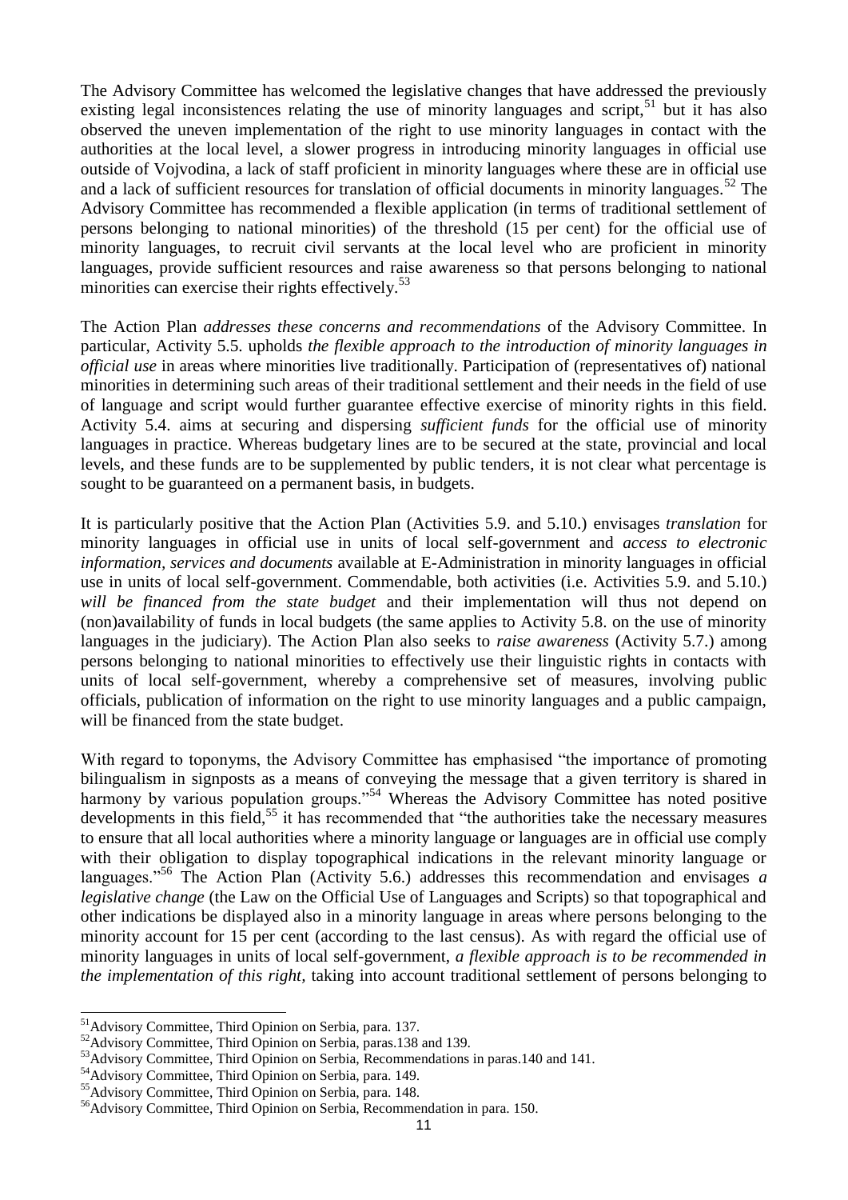The Advisory Committee has welcomed the legislative changes that have addressed the previously existing legal inconsistences relating the use of minority languages and script,[51] but it has also observed the uneven implementation of the right to use minority languages in contact with the authorities at the local level, a slower progress in introducing minority languages in official use outside of Vojvodina, a lack of staff proficient in minority languages where these are in official use and a lack of sufficient resources for translation of official documents in minority languages.[52] The Advisory Committee has recommended a flexible application (in terms of traditional settlement of persons belonging to national minorities) of the threshold (15 per cent) for the official use of minority languages, to recruit civil servants at the local level who are proficient in minority languages, provide sufficient resources and raise awareness so that persons belonging to national minorities can exercise their rights effectively.[53]

The Action Plan *addresses these concerns and recommendations* of the Advisory Committee. In particular, Activity 5.5. upholds *the flexible approach to the introduction of minority languages in official use* in areas where minorities live traditionally. Participation of (representatives of) national minorities in determining such areas of their traditional settlement and their needs in the field of use of language and script would further guarantee effective exercise of minority rights in this field. Activity 5.4. aims at securing and dispersing *sufficient funds* for the official use of minority languages in practice. Whereas budgetary lines are to be secured at the state, provincial and local levels, and these funds are to be supplemented by public tenders, it is not clear what percentage is sought to be guaranteed on a permanent basis, in budgets.

It is particularly positive that the Action Plan (Activities 5.9. and 5.10.) envisages *translation* for minority languages in official use in units of local self-government and *access to electronic information, services and documents* available at E-Administration in minority languages in official use in units of local self-government. Commendable, both activities (i.e. Activities 5.9. and 5.10.) *will be financed from the state budget* and their implementation will thus not depend on (non)availability of funds in local budgets (the same applies to Activity 5.8. on the use of minority languages in the judiciary). The Action Plan also seeks to *raise awareness* (Activity 5.7.) among persons belonging to national minorities to effectively use their linguistic rights in contacts with units of local self-government, whereby a comprehensive set of measures, involving public officials, publication of information on the right to use minority languages and a public campaign, will be financed from the state budget.

With regard to toponyms, the Advisory Committee has emphasised "the importance of promoting bilingualism in signposts as a means of conveying the message that a given territory is shared in harmony by various population groups."[54] Whereas the Advisory Committee has noted positive developments in this field,[55] it has recommended that "the authorities take the necessary measures to ensure that all local authorities where a minority language or languages are in official use comply with their obligation to display topographical indications in the relevant minority language or languages."[56] The Action Plan (Activity 5.6.) addresses this recommendation and envisages *a legislative change* (the Law on the Official Use of Languages and Scripts) so that topographical and other indications be displayed also in a minority language in areas where persons belonging to the minority account for 15 per cent (according to the last census). As with regard the official use of minority languages in units of local self-government, *a flexible approach is to be recommended in the implementation of this right*, taking into account traditional settlement of persons belonging to

---

[51] Advisory Committee, Third Opinion on Serbia, para. 137.

[52] Advisory Committee, Third Opinion on Serbia, paras.138 and 139.

[53] Advisory Committee, Third Opinion on Serbia, Recommendations in paras.140 and 141.

[54] Advisory Committee, Third Opinion on Serbia, para. 149.

[55] Advisory Committee, Third Opinion on Serbia, para. 148.

[56] Advisory Committee, Third Opinion on Serbia, Recommendation in para. 150.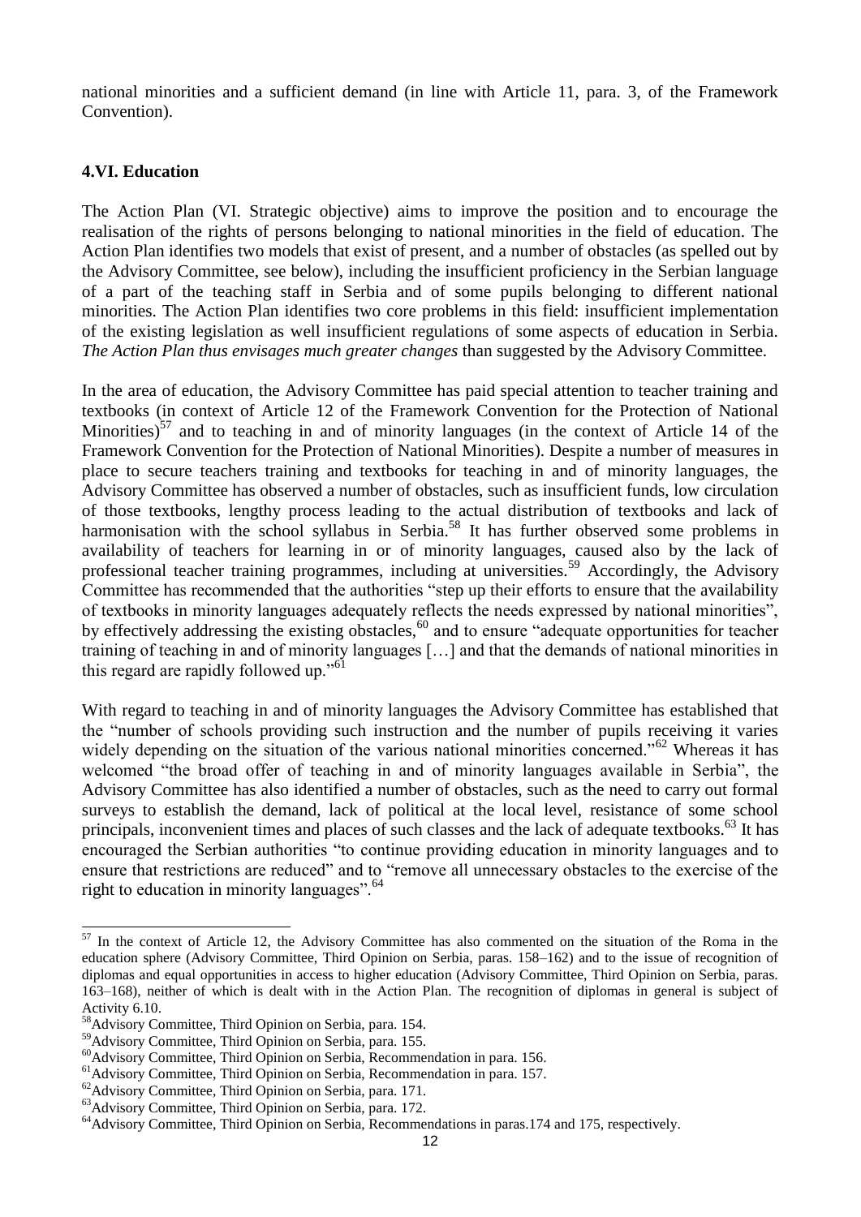national minorities and a sufficient demand (in line with Article 11, para. 3, of the Framework Convention).

### 4.VI. Education

The Action Plan (VI. Strategic objective) aims to improve the position and to encourage the realisation of the rights of persons belonging to national minorities in the field of education. The Action Plan identifies two models that exist of present, and a number of obstacles (as spelled out by the Advisory Committee, see below), including the insufficient proficiency in the Serbian language of a part of the teaching staff in Serbia and of some pupils belonging to different national minorities. The Action Plan identifies two core problems in this field: insufficient implementation of the existing legislation as well insufficient regulations of some aspects of education in Serbia. *The Action Plan thus envisages much greater changes* than suggested by the Advisory Committee.

In the area of education, the Advisory Committee has paid special attention to teacher training and textbooks (in context of Article 12 of the Framework Convention for the Protection of National Minorities)[57] and to teaching in and of minority languages (in the context of Article 14 of the Framework Convention for the Protection of National Minorities). Despite a number of measures in place to secure teachers training and textbooks for teaching in and of minority languages, the Advisory Committee has observed a number of obstacles, such as insufficient funds, low circulation of those textbooks, lengthy process leading to the actual distribution of textbooks and lack of harmonisation with the school syllabus in Serbia.[58] It has further observed some problems in availability of teachers for learning in or of minority languages, caused also by the lack of professional teacher training programmes, including at universities.[59] Accordingly, the Advisory Committee has recommended that the authorities "step up their efforts to ensure that the availability of textbooks in minority languages adequately reflects the needs expressed by national minorities", by effectively addressing the existing obstacles,[60] and to ensure "adequate opportunities for teacher training of teaching in and of minority languages […] and that the demands of national minorities in this regard are rapidly followed up."[61]

With regard to teaching in and of minority languages the Advisory Committee has established that the "number of schools providing such instruction and the number of pupils receiving it varies widely depending on the situation of the various national minorities concerned."[62] Whereas it has welcomed "the broad offer of teaching in and of minority languages available in Serbia", the Advisory Committee has also identified a number of obstacles, such as the need to carry out formal surveys to establish the demand, lack of political at the local level, resistance of some school principals, inconvenient times and places of such classes and the lack of adequate textbooks.[63] It has encouraged the Serbian authorities "to continue providing education in minority languages and to ensure that restrictions are reduced" and to "remove all unnecessary obstacles to the exercise of the right to education in minority languages".[64]

---

[57] In the context of Article 12, the Advisory Committee has also commented on the situation of the Roma in the education sphere (Advisory Committee, Third Opinion on Serbia, paras. 158–162) and to the issue of recognition of diplomas and equal opportunities in access to higher education (Advisory Committee, Third Opinion on Serbia, paras. 163–168), neither of which is dealt with in the Action Plan. The recognition of diplomas in general is subject of Activity 6.10.

[58] Advisory Committee, Third Opinion on Serbia, para. 154.

[59] Advisory Committee, Third Opinion on Serbia, para. 155.

[60] Advisory Committee, Third Opinion on Serbia, Recommendation in para. 156.

[61] Advisory Committee, Third Opinion on Serbia, Recommendation in para. 157.

[62] Advisory Committee, Third Opinion on Serbia, para. 171.

[63] Advisory Committee, Third Opinion on Serbia, para. 172.

[64] Advisory Committee, Third Opinion on Serbia, Recommendations in paras.174 and 175, respectively.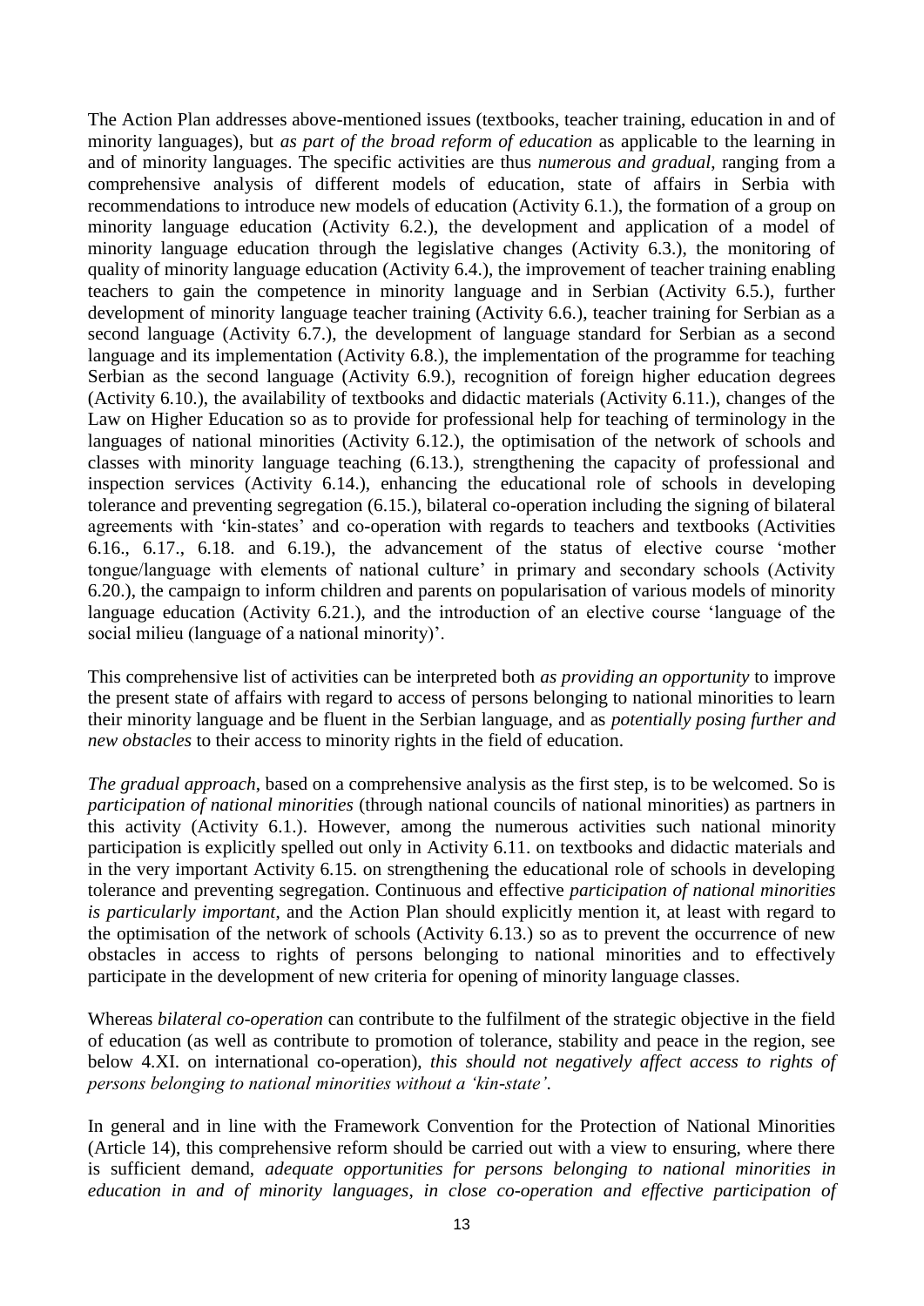The Action Plan addresses above-mentioned issues (textbooks, teacher training, education in and of minority languages), but *as part of the broad reform of education* as applicable to the learning in and of minority languages. The specific activities are thus *numerous and gradual*, ranging from a comprehensive analysis of different models of education, state of affairs in Serbia with recommendations to introduce new models of education (Activity 6.1.), the formation of a group on minority language education (Activity 6.2.), the development and application of a model of minority language education through the legislative changes (Activity 6.3.), the monitoring of quality of minority language education (Activity 6.4.), the improvement of teacher training enabling teachers to gain the competence in minority language and in Serbian (Activity 6.5.), further development of minority language teacher training (Activity 6.6.), teacher training for Serbian as a second language (Activity 6.7.), the development of language standard for Serbian as a second language and its implementation (Activity 6.8.), the implementation of the programme for teaching Serbian as the second language (Activity 6.9.), recognition of foreign higher education degrees (Activity 6.10.), the availability of textbooks and didactic materials (Activity 6.11.), changes of the Law on Higher Education so as to provide for professional help for teaching of terminology in the languages of national minorities (Activity 6.12.), the optimisation of the network of schools and classes with minority language teaching (6.13.), strengthening the capacity of professional and inspection services (Activity 6.14.), enhancing the educational role of schools in developing tolerance and preventing segregation (6.15.), bilateral co-operation including the signing of bilateral agreements with 'kin-states' and co-operation with regards to teachers and textbooks (Activities 6.16., 6.17., 6.18. and 6.19.), the advancement of the status of elective course 'mother tongue/language with elements of national culture' in primary and secondary schools (Activity 6.20.), the campaign to inform children and parents on popularisation of various models of minority language education (Activity 6.21.), and the introduction of an elective course 'language of the social milieu (language of a national minority)'.

This comprehensive list of activities can be interpreted both *as providing an opportunity* to improve the present state of affairs with regard to access of persons belonging to national minorities to learn their minority language and be fluent in the Serbian language, and as *potentially posing further and new obstacles* to their access to minority rights in the field of education.

*The gradual approach*, based on a comprehensive analysis as the first step, is to be welcomed. So is *participation of national minorities* (through national councils of national minorities) as partners in this activity (Activity 6.1.). However, among the numerous activities such national minority participation is explicitly spelled out only in Activity 6.11. on textbooks and didactic materials and in the very important Activity 6.15. on strengthening the educational role of schools in developing tolerance and preventing segregation. Continuous and effective *participation of national minorities is particularly important*, and the Action Plan should explicitly mention it, at least with regard to the optimisation of the network of schools (Activity 6.13.) so as to prevent the occurrence of new obstacles in access to rights of persons belonging to national minorities and to effectively participate in the development of new criteria for opening of minority language classes.

Whereas *bilateral co-operation* can contribute to the fulfilment of the strategic objective in the field of education (as well as contribute to promotion of tolerance, stability and peace in the region, see below 4.XI. on international co-operation), *this should not negatively affect access to rights of persons belonging to national minorities without a 'kin-state'*.

In general and in line with the Framework Convention for the Protection of National Minorities (Article 14), this comprehensive reform should be carried out with a view to ensuring, where there is sufficient demand, *adequate opportunities for persons belonging to national minorities in education in and of minority languages*, *in close co-operation and effective participation of*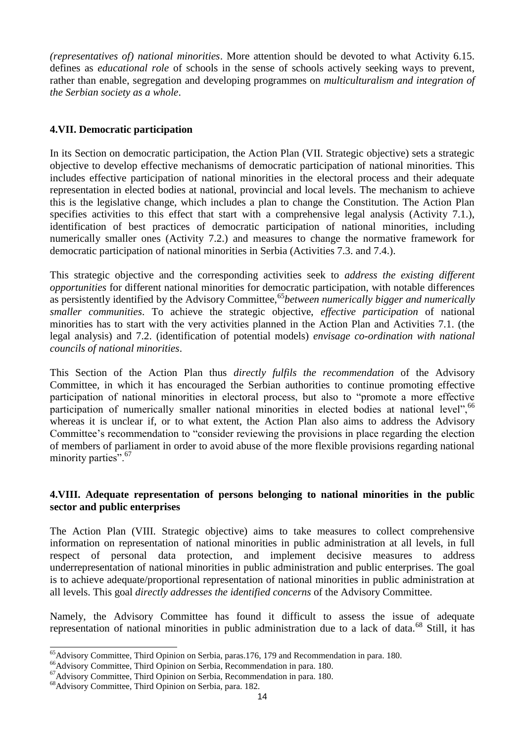*(representatives of) national minorities*. More attention should be devoted to what Activity 6.15. defines as *educational role* of schools in the sense of schools actively seeking ways to prevent, rather than enable, segregation and developing programmes on *multiculturalism and integration of the Serbian society as a whole*.

### 4.VII. Democratic participation

In its Section on democratic participation, the Action Plan (VII. Strategic objective) sets a strategic objective to develop effective mechanisms of democratic participation of national minorities. This includes effective participation of national minorities in the electoral process and their adequate representation in elected bodies at national, provincial and local levels. The mechanism to achieve this is the legislative change, which includes a plan to change the Constitution. The Action Plan specifies activities to this effect that start with a comprehensive legal analysis (Activity 7.1.), identification of best practices of democratic participation of national minorities, including numerically smaller ones (Activity 7.2.) and measures to change the normative framework for democratic participation of national minorities in Serbia (Activities 7.3. and 7.4.).

This strategic objective and the corresponding activities seek to *address the existing different opportunities* for different national minorities for democratic participation, with notable differences as persistently identified by the Advisory Committee,[65] *between numerically bigger and numerically smaller communities*. To achieve the strategic objective, *effective participation* of national minorities has to start with the very activities planned in the Action Plan and Activities 7.1. (the legal analysis) and 7.2. (identification of potential models) *envisage co-ordination with national councils of national minorities*.

This Section of the Action Plan thus *directly fulfils the recommendation* of the Advisory Committee, in which it has encouraged the Serbian authorities to continue promoting effective participation of national minorities in electoral process, but also to "promote a more effective participation of numerically smaller national minorities in elected bodies at national level",[66] whereas it is unclear if, or to what extent, the Action Plan also aims to address the Advisory Committee's recommendation to "consider reviewing the provisions in place regarding the election of members of parliament in order to avoid abuse of the more flexible provisions regarding national minority parties".[67]

### 4.VIII. Adequate representation of persons belonging to national minorities in the public sector and public enterprises

The Action Plan (VIII. Strategic objective) aims to take measures to collect comprehensive information on representation of national minorities in public administration at all levels, in full respect of personal data protection, and implement decisive measures to address underrepresentation of national minorities in public administration and public enterprises. The goal is to achieve adequate/proportional representation of national minorities in public administration at all levels. This goal *directly addresses the identified concerns* of the Advisory Committee.

Namely, the Advisory Committee has found it difficult to assess the issue of adequate representation of national minorities in public administration due to a lack of data.[68] Still, it has

---

[65] Advisory Committee, Third Opinion on Serbia, paras.176, 179 and Recommendation in para. 180.

[66] Advisory Committee, Third Opinion on Serbia, Recommendation in para. 180.

[67] Advisory Committee, Third Opinion on Serbia, Recommendation in para. 180.

[68] Advisory Committee, Third Opinion on Serbia, para. 182.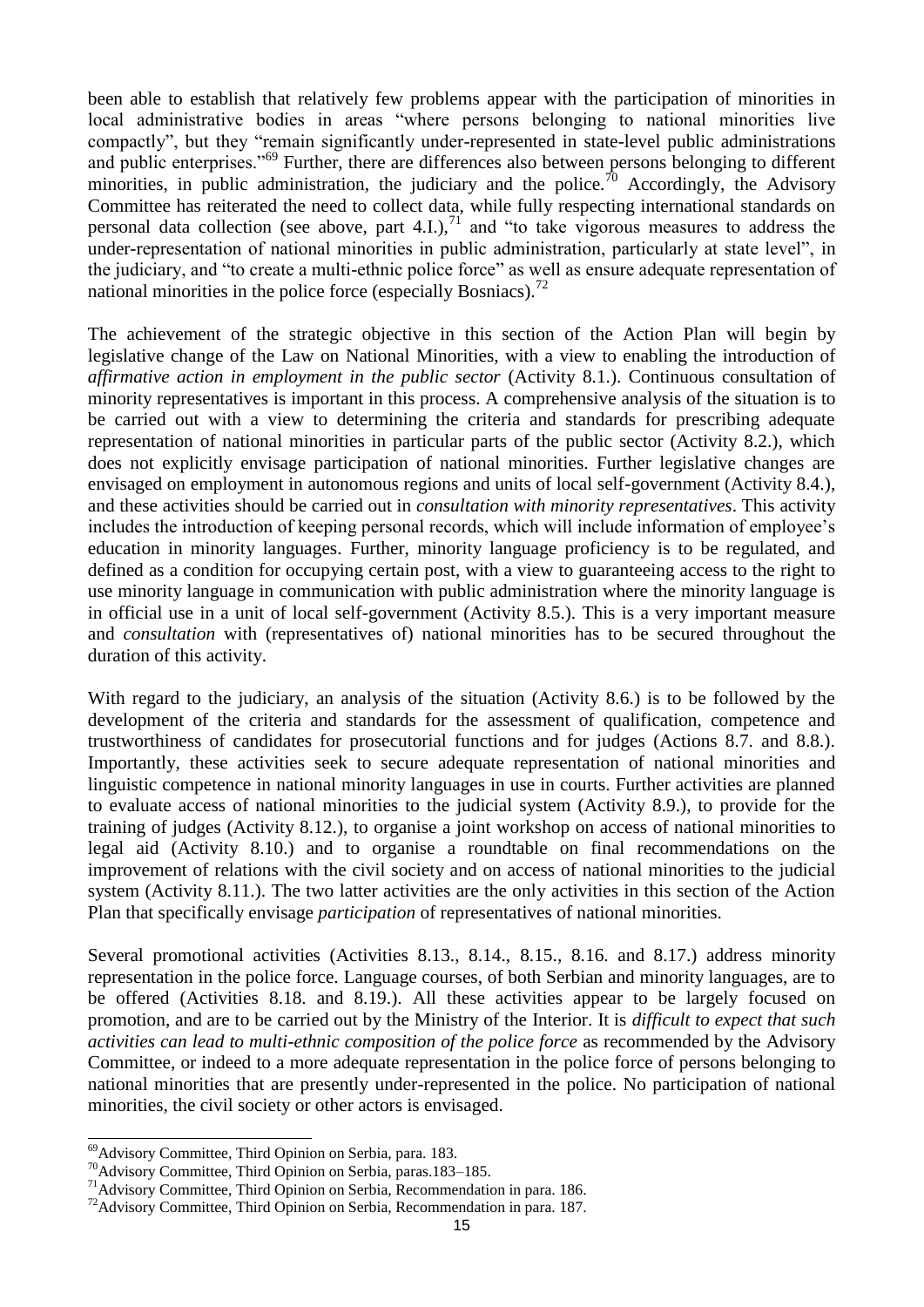been able to establish that relatively few problems appear with the participation of minorities in local administrative bodies in areas "where persons belonging to national minorities live compactly", but they "remain significantly under-represented in state-level public administrations and public enterprises."[69] Further, there are differences also between persons belonging to different minorities, in public administration, the judiciary and the police.[70] Accordingly, the Advisory Committee has reiterated the need to collect data, while fully respecting international standards on personal data collection (see above, part 4.I.),[71] and "to take vigorous measures to address the under-representation of national minorities in public administration, particularly at state level", in the judiciary, and "to create a multi-ethnic police force" as well as ensure adequate representation of national minorities in the police force (especially Bosniacs).[72]

The achievement of the strategic objective in this section of the Action Plan will begin by legislative change of the Law on National Minorities, with a view to enabling the introduction of *affirmative action in employment in the public sector* (Activity 8.1.). Continuous consultation of minority representatives is important in this process. A comprehensive analysis of the situation is to be carried out with a view to determining the criteria and standards for prescribing adequate representation of national minorities in particular parts of the public sector (Activity 8.2.), which does not explicitly envisage participation of national minorities. Further legislative changes are envisaged on employment in autonomous regions and units of local self-government (Activity 8.4.), and these activities should be carried out in *consultation with minority representatives*. This activity includes the introduction of keeping personal records, which will include information of employee's education in minority languages. Further, minority language proficiency is to be regulated, and defined as a condition for occupying certain post, with a view to guaranteeing access to the right to use minority language in communication with public administration where the minority language is in official use in a unit of local self-government (Activity 8.5.). This is a very important measure and *consultation* with (representatives of) national minorities has to be secured throughout the duration of this activity.

With regard to the judiciary, an analysis of the situation (Activity 8.6.) is to be followed by the development of the criteria and standards for the assessment of qualification, competence and trustworthiness of candidates for prosecutorial functions and for judges (Actions 8.7. and 8.8.). Importantly, these activities seek to secure adequate representation of national minorities and linguistic competence in national minority languages in use in courts. Further activities are planned to evaluate access of national minorities to the judicial system (Activity 8.9.), to provide for the training of judges (Activity 8.12.), to organise a joint workshop on access of national minorities to legal aid (Activity 8.10.) and to organise a roundtable on final recommendations on the improvement of relations with the civil society and on access of national minorities to the judicial system (Activity 8.11.). The two latter activities are the only activities in this section of the Action Plan that specifically envisage *participation* of representatives of national minorities.

Several promotional activities (Activities 8.13., 8.14., 8.15., 8.16. and 8.17.) address minority representation in the police force. Language courses, of both Serbian and minority languages, are to be offered (Activities 8.18. and 8.19.). All these activities appear to be largely focused on promotion, and are to be carried out by the Ministry of the Interior. It is *difficult to expect that such activities can lead to multi-ethnic composition of the police force* as recommended by the Advisory Committee, or indeed to a more adequate representation in the police force of persons belonging to national minorities that are presently under-represented in the police. No participation of national minorities, the civil society or other actors is envisaged.

---

[69] Advisory Committee, Third Opinion on Serbia, para. 183.

[70] Advisory Committee, Third Opinion on Serbia, paras.183–185.

[71] Advisory Committee, Third Opinion on Serbia, Recommendation in para. 186.

[72] Advisory Committee, Third Opinion on Serbia, Recommendation in para. 187.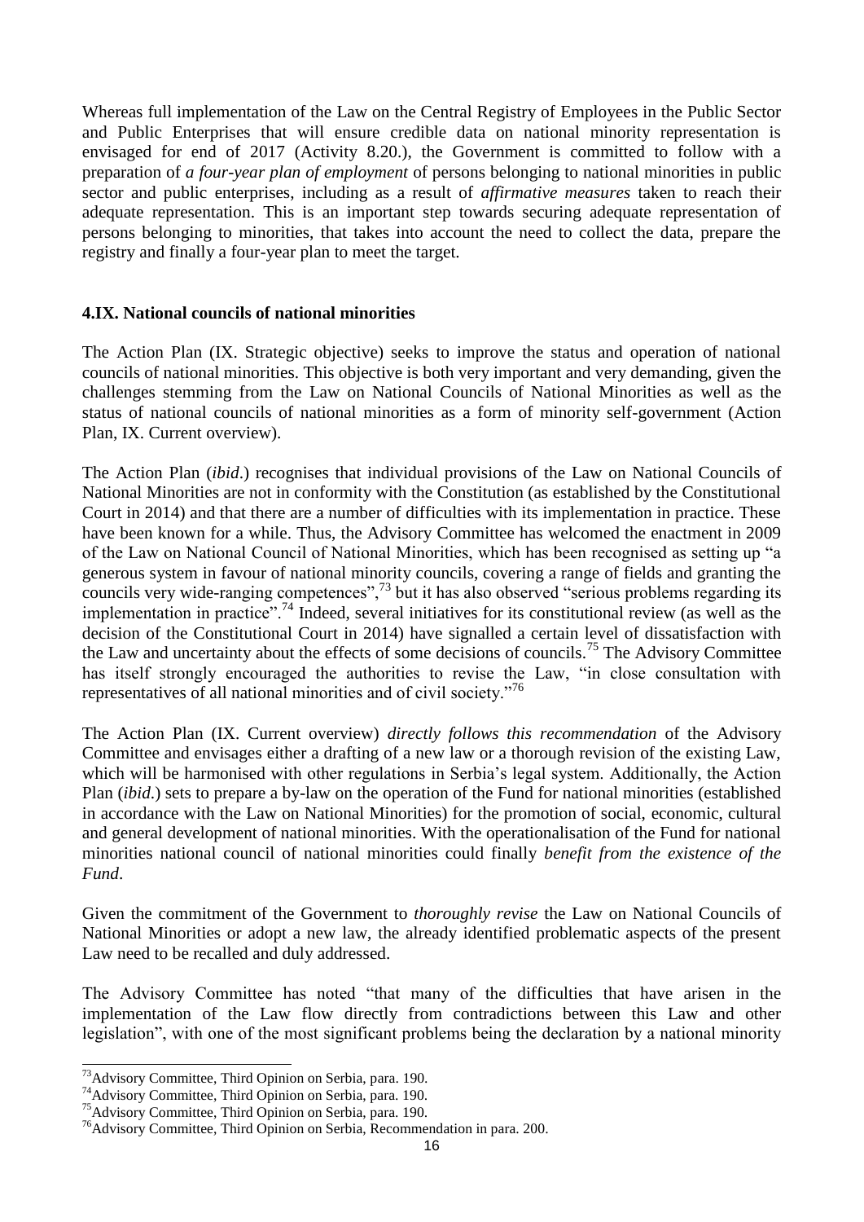Whereas full implementation of the Law on the Central Registry of Employees in the Public Sector and Public Enterprises that will ensure credible data on national minority representation is envisaged for end of 2017 (Activity 8.20.), the Government is committed to follow with a preparation of *a four-year plan of employment* of persons belonging to national minorities in public sector and public enterprises, including as a result of *affirmative measures* taken to reach their adequate representation. This is an important step towards securing adequate representation of persons belonging to minorities, that takes into account the need to collect the data, prepare the registry and finally a four-year plan to meet the target.

### 4.IX. National councils of national minorities

The Action Plan (IX. Strategic objective) seeks to improve the status and operation of national councils of national minorities. This objective is both very important and very demanding, given the challenges stemming from the Law on National Councils of National Minorities as well as the status of national councils of national minorities as a form of minority self-government (Action Plan, IX. Current overview).

The Action Plan (*ibid*.) recognises that individual provisions of the Law on National Councils of National Minorities are not in conformity with the Constitution (as established by the Constitutional Court in 2014) and that there are a number of difficulties with its implementation in practice. These have been known for a while. Thus, the Advisory Committee has welcomed the enactment in 2009 of the Law on National Council of National Minorities, which has been recognised as setting up "a generous system in favour of national minority councils, covering a range of fields and granting the councils very wide-ranging competences",[73] but it has also observed "serious problems regarding its implementation in practice".[74] Indeed, several initiatives for its constitutional review (as well as the decision of the Constitutional Court in 2014) have signalled a certain level of dissatisfaction with the Law and uncertainty about the effects of some decisions of councils.[75] The Advisory Committee has itself strongly encouraged the authorities to revise the Law, "in close consultation with representatives of all national minorities and of civil society."[76]

The Action Plan (IX. Current overview) *directly follows this recommendation* of the Advisory Committee and envisages either a drafting of a new law or a thorough revision of the existing Law, which will be harmonised with other regulations in Serbia's legal system. Additionally, the Action Plan (*ibid*.) sets to prepare a by-law on the operation of the Fund for national minorities (established in accordance with the Law on National Minorities) for the promotion of social, economic, cultural and general development of national minorities. With the operationalisation of the Fund for national minorities national council of national minorities could finally *benefit from the existence of the Fund*.

Given the commitment of the Government to *thoroughly revise* the Law on National Councils of National Minorities or adopt a new law, the already identified problematic aspects of the present Law need to be recalled and duly addressed.

The Advisory Committee has noted "that many of the difficulties that have arisen in the implementation of the Law flow directly from contradictions between this Law and other legislation", with one of the most significant problems being the declaration by a national minority

---

[73] Advisory Committee, Third Opinion on Serbia, para. 190.

[74] Advisory Committee, Third Opinion on Serbia, para. 190.

[75] Advisory Committee, Third Opinion on Serbia, para. 190.

[76] Advisory Committee, Third Opinion on Serbia, Recommendation in para. 200.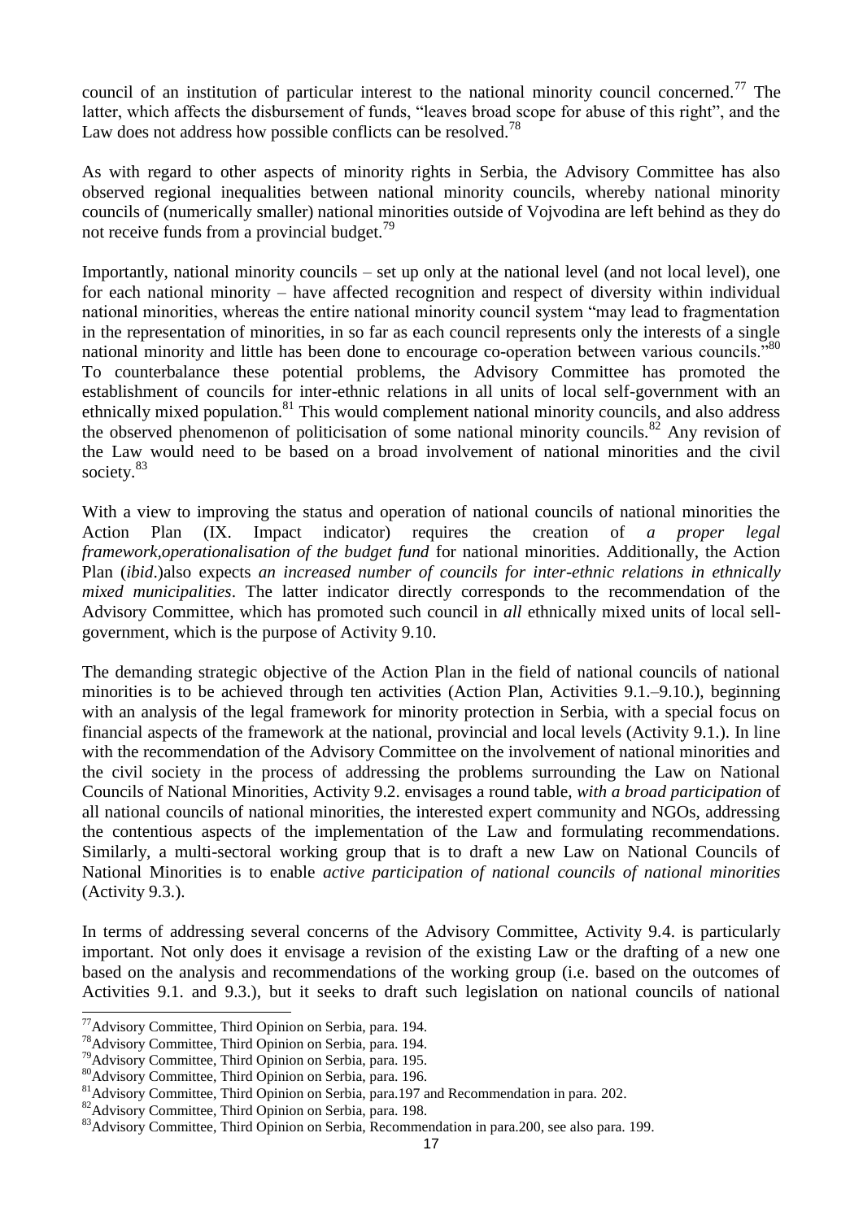council of an institution of particular interest to the national minority council concerned.[77] The latter, which affects the disbursement of funds, "leaves broad scope for abuse of this right", and the Law does not address how possible conflicts can be resolved.[78]

As with regard to other aspects of minority rights in Serbia, the Advisory Committee has also observed regional inequalities between national minority councils, whereby national minority councils of (numerically smaller) national minorities outside of Vojvodina are left behind as they do not receive funds from a provincial budget.[79]

Importantly, national minority councils – set up only at the national level (and not local level), one for each national minority – have affected recognition and respect of diversity within individual national minorities, whereas the entire national minority council system "may lead to fragmentation in the representation of minorities, in so far as each council represents only the interests of a single national minority and little has been done to encourage co-operation between various councils."[80] To counterbalance these potential problems, the Advisory Committee has promoted the establishment of councils for inter-ethnic relations in all units of local self-government with an ethnically mixed population.[81] This would complement national minority councils, and also address the observed phenomenon of politicisation of some national minority councils.[82] Any revision of the Law would need to be based on a broad involvement of national minorities and the civil society.[83]

With a view to improving the status and operation of national councils of national minorities the Action Plan (IX. Impact indicator) requires the creation of *a proper legal framework,operationalisation of the budget fund* for national minorities. Additionally, the Action Plan (*ibid*.)also expects *an increased number of councils for inter-ethnic relations in ethnically mixed municipalities*. The latter indicator directly corresponds to the recommendation of the Advisory Committee, which has promoted such council in *all* ethnically mixed units of local sell-government, which is the purpose of Activity 9.10.

The demanding strategic objective of the Action Plan in the field of national councils of national minorities is to be achieved through ten activities (Action Plan, Activities 9.1.–9.10.), beginning with an analysis of the legal framework for minority protection in Serbia, with a special focus on financial aspects of the framework at the national, provincial and local levels (Activity 9.1.). In line with the recommendation of the Advisory Committee on the involvement of national minorities and the civil society in the process of addressing the problems surrounding the Law on National Councils of National Minorities, Activity 9.2. envisages a round table, *with a broad participation* of all national councils of national minorities, the interested expert community and NGOs, addressing the contentious aspects of the implementation of the Law and formulating recommendations. Similarly, a multi-sectoral working group that is to draft a new Law on National Councils of National Minorities is to enable *active participation of national councils of national minorities* (Activity 9.3.).

In terms of addressing several concerns of the Advisory Committee, Activity 9.4. is particularly important. Not only does it envisage a revision of the existing Law or the drafting of a new one based on the analysis and recommendations of the working group (i.e. based on the outcomes of Activities 9.1. and 9.3.), but it seeks to draft such legislation on national councils of national

---

[77] Advisory Committee, Third Opinion on Serbia, para. 194.
[78] Advisory Committee, Third Opinion on Serbia, para. 194.
[79] Advisory Committee, Third Opinion on Serbia, para. 195.
[80] Advisory Committee, Third Opinion on Serbia, para. 196.
[81] Advisory Committee, Third Opinion on Serbia, para.197 and Recommendation in para. 202.
[82] Advisory Committee, Third Opinion on Serbia, para. 198.
[83] Advisory Committee, Third Opinion on Serbia, Recommendation in para.200, see also para. 199.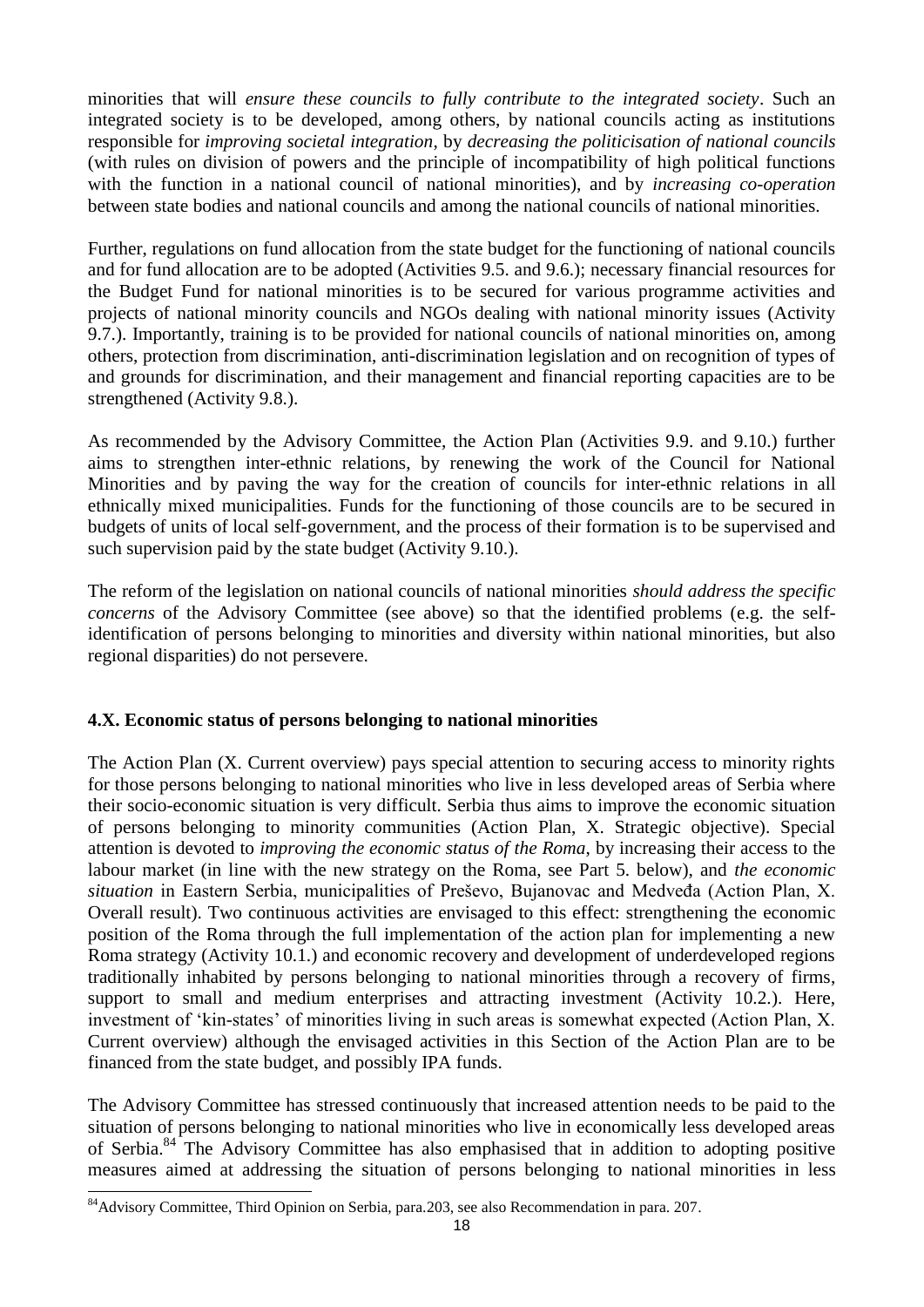minorities that will *ensure these councils to fully contribute to the integrated society*. Such an integrated society is to be developed, among others, by national councils acting as institutions responsible for *improving societal integration*, by *decreasing the politicisation of national councils* (with rules on division of powers and the principle of incompatibility of high political functions with the function in a national council of national minorities), and by *increasing co-operation* between state bodies and national councils and among the national councils of national minorities.

Further, regulations on fund allocation from the state budget for the functioning of national councils and for fund allocation are to be adopted (Activities 9.5. and 9.6.); necessary financial resources for the Budget Fund for national minorities is to be secured for various programme activities and projects of national minority councils and NGOs dealing with national minority issues (Activity 9.7.). Importantly, training is to be provided for national councils of national minorities on, among others, protection from discrimination, anti-discrimination legislation and on recognition of types of and grounds for discrimination, and their management and financial reporting capacities are to be strengthened (Activity 9.8.).

As recommended by the Advisory Committee, the Action Plan (Activities 9.9. and 9.10.) further aims to strengthen inter-ethnic relations, by renewing the work of the Council for National Minorities and by paving the way for the creation of councils for inter-ethnic relations in all ethnically mixed municipalities. Funds for the functioning of those councils are to be secured in budgets of units of local self-government, and the process of their formation is to be supervised and such supervision paid by the state budget (Activity 9.10.).

The reform of the legislation on national councils of national minorities *should address the specific concerns* of the Advisory Committee (see above) so that the identified problems (e.g. the self-identification of persons belonging to minorities and diversity within national minorities, but also regional disparities) do not persevere.

## 4.X. Economic status of persons belonging to national minorities

The Action Plan (X. Current overview) pays special attention to securing access to minority rights for those persons belonging to national minorities who live in less developed areas of Serbia where their socio-economic situation is very difficult. Serbia thus aims to improve the economic situation of persons belonging to minority communities (Action Plan, X. Strategic objective). Special attention is devoted to *improving the economic status of the Roma*, by increasing their access to the labour market (in line with the new strategy on the Roma, see Part 5. below), and *the economic situation* in Eastern Serbia, municipalities of Preševo, Bujanovac and Medveđa (Action Plan, X. Overall result). Two continuous activities are envisaged to this effect: strengthening the economic position of the Roma through the full implementation of the action plan for implementing a new Roma strategy (Activity 10.1.) and economic recovery and development of underdeveloped regions traditionally inhabited by persons belonging to national minorities through a recovery of firms, support to small and medium enterprises and attracting investment (Activity 10.2.). Here, investment of 'kin-states' of minorities living in such areas is somewhat expected (Action Plan, X. Current overview) although the envisaged activities in this Section of the Action Plan are to be financed from the state budget, and possibly IPA funds.

The Advisory Committee has stressed continuously that increased attention needs to be paid to the situation of persons belonging to national minorities who live in economically less developed areas of Serbia.[84] The Advisory Committee has also emphasised that in addition to adopting positive measures aimed at addressing the situation of persons belonging to national minorities in less

[84] Advisory Committee, Third Opinion on Serbia, para.203, see also Recommendation in para. 207.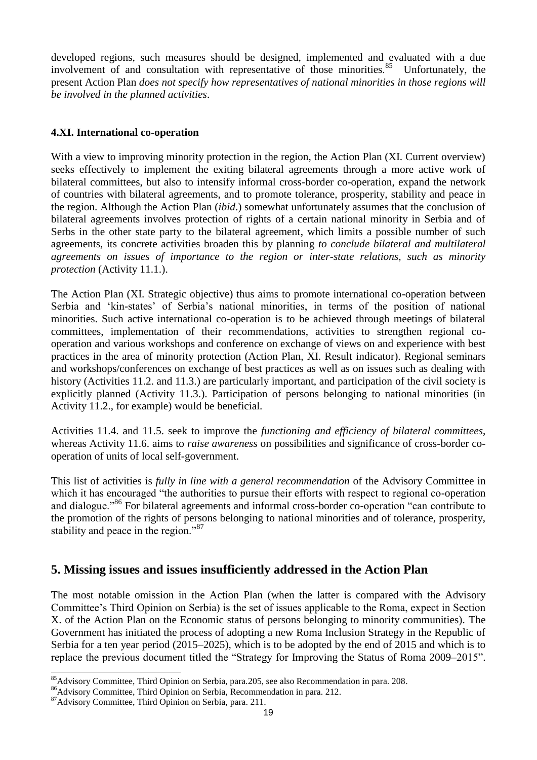developed regions, such measures should be designed, implemented and evaluated with a due involvement of and consultation with representative of those minorities.[85] Unfortunately, the present Action Plan *does not specify how representatives of national minorities in those regions will be involved in the planned activities*.

### 4.XI. International co-operation

With a view to improving minority protection in the region, the Action Plan (XI. Current overview) seeks effectively to implement the exiting bilateral agreements through a more active work of bilateral committees, but also to intensify informal cross-border co-operation, expand the network of countries with bilateral agreements, and to promote tolerance, prosperity, stability and peace in the region. Although the Action Plan (*ibid*.) somewhat unfortunately assumes that the conclusion of bilateral agreements involves protection of rights of a certain national minority in Serbia and of Serbs in the other state party to the bilateral agreement, which limits a possible number of such agreements, its concrete activities broaden this by planning *to conclude bilateral and multilateral agreements on issues of importance to the region or inter-state relations, such as minority protection* (Activity 11.1.).

The Action Plan (XI. Strategic objective) thus aims to promote international co-operation between Serbia and 'kin-states' of Serbia's national minorities, in terms of the position of national minorities. Such active international co-operation is to be achieved through meetings of bilateral committees, implementation of their recommendations, activities to strengthen regional co-operation and various workshops and conference on exchange of views on and experience with best practices in the area of minority protection (Action Plan, XI. Result indicator). Regional seminars and workshops/conferences on exchange of best practices as well as on issues such as dealing with history (Activities 11.2. and 11.3.) are particularly important, and participation of the civil society is explicitly planned (Activity 11.3.). Participation of persons belonging to national minorities (in Activity 11.2., for example) would be beneficial.

Activities 11.4. and 11.5. seek to improve the *functioning and efficiency of bilateral committees*, whereas Activity 11.6. aims to *raise awareness* on possibilities and significance of cross-border co-operation of units of local self-government.

This list of activities is *fully in line with a general recommendation* of the Advisory Committee in which it has encouraged "the authorities to pursue their efforts with respect to regional co-operation and dialogue."[86] For bilateral agreements and informal cross-border co-operation "can contribute to the promotion of the rights of persons belonging to national minorities and of tolerance, prosperity, stability and peace in the region."[87]

## 5. Missing issues and issues insufficiently addressed in the Action Plan

The most notable omission in the Action Plan (when the latter is compared with the Advisory Committee's Third Opinion on Serbia) is the set of issues applicable to the Roma, expect in Section X. of the Action Plan on the Economic status of persons belonging to minority communities). The Government has initiated the process of adopting a new Roma Inclusion Strategy in the Republic of Serbia for a ten year period (2015–2025), which is to be adopted by the end of 2015 and which is to replace the previous document titled the "Strategy for Improving the Status of Roma 2009–2015".

---

[85] Advisory Committee, Third Opinion on Serbia, para.205, see also Recommendation in para. 208.

[86] Advisory Committee, Third Opinion on Serbia, Recommendation in para. 212.

[87] Advisory Committee, Third Opinion on Serbia, para. 211.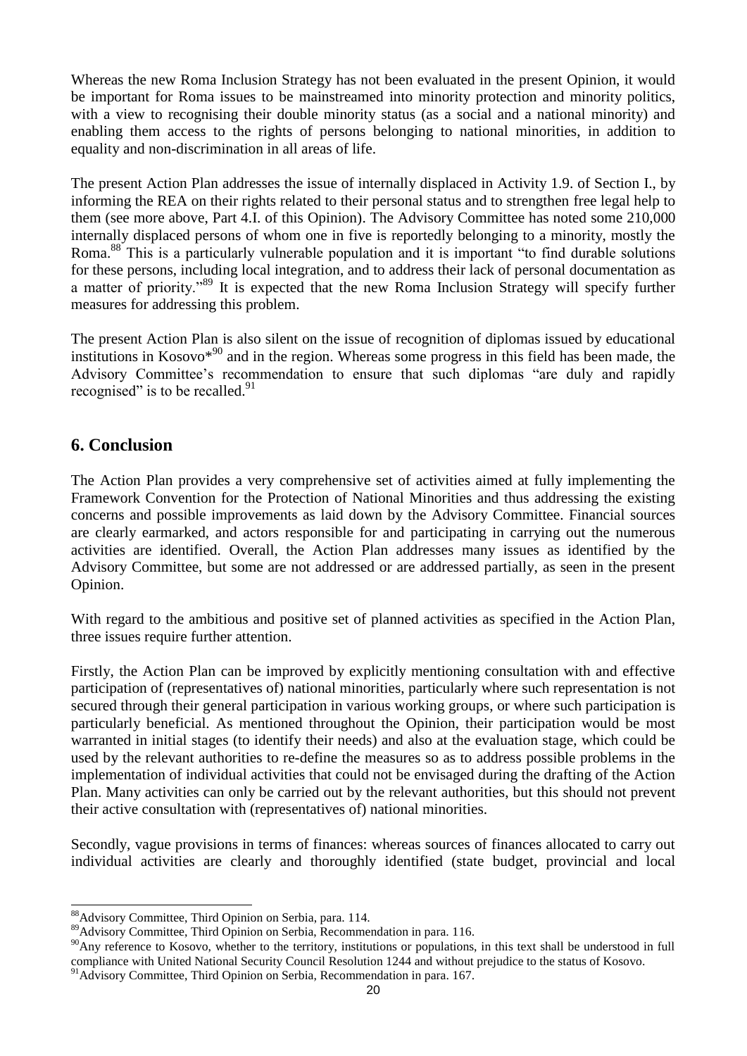Whereas the new Roma Inclusion Strategy has not been evaluated in the present Opinion, it would be important for Roma issues to be mainstreamed into minority protection and minority politics, with a view to recognising their double minority status (as a social and a national minority) and enabling them access to the rights of persons belonging to national minorities, in addition to equality and non-discrimination in all areas of life.

The present Action Plan addresses the issue of internally displaced in Activity 1.9. of Section I., by informing the REA on their rights related to their personal status and to strengthen free legal help to them (see more above, Part 4.I. of this Opinion). The Advisory Committee has noted some 210,000 internally displaced persons of whom one in five is reportedly belonging to a minority, mostly the Roma.[88] This is a particularly vulnerable population and it is important "to find durable solutions for these persons, including local integration, and to address their lack of personal documentation as a matter of priority."[89] It is expected that the new Roma Inclusion Strategy will specify further measures for addressing this problem.

The present Action Plan is also silent on the issue of recognition of diplomas issued by educational institutions in Kosovo*[90] and in the region. Whereas some progress in this field has been made, the Advisory Committee's recommendation to ensure that such diplomas "are duly and rapidly recognised" is to be recalled.[91]

## 6. Conclusion

The Action Plan provides a very comprehensive set of activities aimed at fully implementing the Framework Convention for the Protection of National Minorities and thus addressing the existing concerns and possible improvements as laid down by the Advisory Committee. Financial sources are clearly earmarked, and actors responsible for and participating in carrying out the numerous activities are identified. Overall, the Action Plan addresses many issues as identified by the Advisory Committee, but some are not addressed or are addressed partially, as seen in the present Opinion.

With regard to the ambitious and positive set of planned activities as specified in the Action Plan, three issues require further attention.

Firstly, the Action Plan can be improved by explicitly mentioning consultation with and effective participation of (representatives of) national minorities, particularly where such representation is not secured through their general participation in various working groups, or where such participation is particularly beneficial. As mentioned throughout the Opinion, their participation would be most warranted in initial stages (to identify their needs) and also at the evaluation stage, which could be used by the relevant authorities to re-define the measures so as to address possible problems in the implementation of individual activities that could not be envisaged during the drafting of the Action Plan. Many activities can only be carried out by the relevant authorities, but this should not prevent their active consultation with (representatives of) national minorities.

Secondly, vague provisions in terms of finances: whereas sources of finances allocated to carry out individual activities are clearly and thoroughly identified (state budget, provincial and local

---

[88] Advisory Committee, Third Opinion on Serbia, para. 114.

[89] Advisory Committee, Third Opinion on Serbia, Recommendation in para. 116.

[90] Any reference to Kosovo, whether to the territory, institutions or populations, in this text shall be understood in full compliance with United National Security Council Resolution 1244 and without prejudice to the status of Kosovo.

[91] Advisory Committee, Third Opinion on Serbia, Recommendation in para. 167.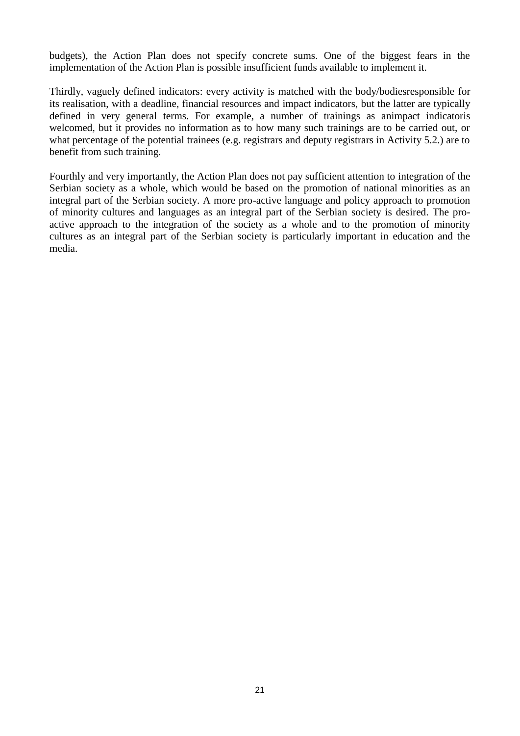budgets), the Action Plan does not specify concrete sums. One of the biggest fears in the implementation of the Action Plan is possible insufficient funds available to implement it.

Thirdly, vaguely defined indicators: every activity is matched with the body/bodiesresponsible for its realisation, with a deadline, financial resources and impact indicators, but the latter are typically defined in very general terms. For example, a number of trainings as animpact indicatoris welcomed, but it provides no information as to how many such trainings are to be carried out, or what percentage of the potential trainees (e.g. registrars and deputy registrars in Activity 5.2.) are to benefit from such training.

Fourthly and very importantly, the Action Plan does not pay sufficient attention to integration of the Serbian society as a whole, which would be based on the promotion of national minorities as an integral part of the Serbian society. A more pro-active language and policy approach to promotion of minority cultures and languages as an integral part of the Serbian society is desired. The pro-active approach to the integration of the society as a whole and to the promotion of minority cultures as an integral part of the Serbian society is particularly important in education and the media.